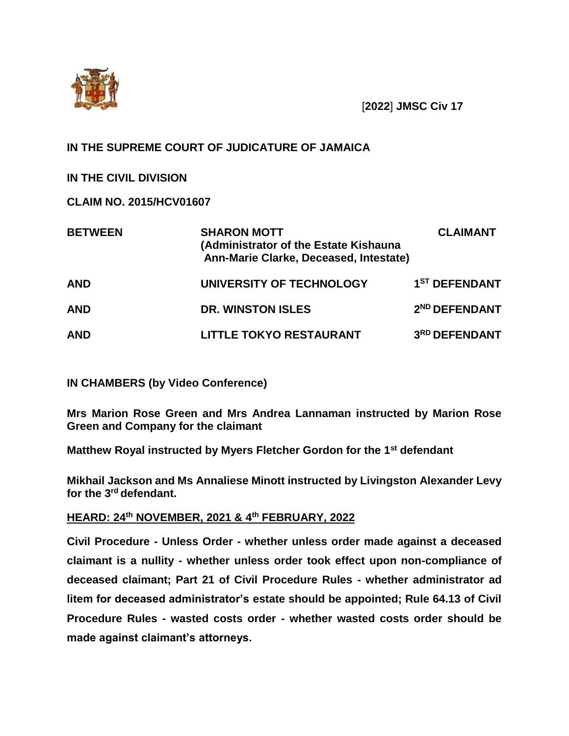[**2022**] **JMSC Civ 17**

**IN THE SUPREME COURT OF JUDICATURE OF JAMAICA**

**IN THE CIVIL DIVISION**

**CLAIM NO. 2015/HCV01607**

| | | |
|---|---|---|
| **BETWEEN** | **SHARON MOTT (Administrator of the Estate Kishauna Ann-Marie Clarke, Deceased, Intestate)** | **CLAIMANT** |
| **AND** | **UNIVERSITY OF TECHNOLOGY** | **1ST DEFENDANT** |
| **AND** | **DR. WINSTON ISLES** | **2ND DEFENDANT** |
| **AND** | **LITTLE TOKYO RESTAURANT** | **3RD DEFENDANT** |

**IN CHAMBERS (by Video Conference)**

**Mrs Marion Rose Green and Mrs Andrea Lannaman instructed by Marion Rose Green and Company for the claimant**

**Matthew Royal instructed by Myers Fletcher Gordon for the 1st defendant**

**Mikhail Jackson and Ms Annaliese Minott instructed by Livingston Alexander Levy for the 3rd defendant.**

**HEARD: 24th NOVEMBER, 2021 & 4th FEBRUARY, 2022**

**Civil Procedure - Unless Order - whether unless order made against a deceased claimant is a nullity - whether unless order took effect upon non-compliance of deceased claimant; Part 21 of Civil Procedure Rules - whether administrator ad litem for deceased administrator's estate should be appointed; Rule 64.13 of Civil Procedure Rules - wasted costs order - whether wasted costs order should be made against claimant's attorneys.**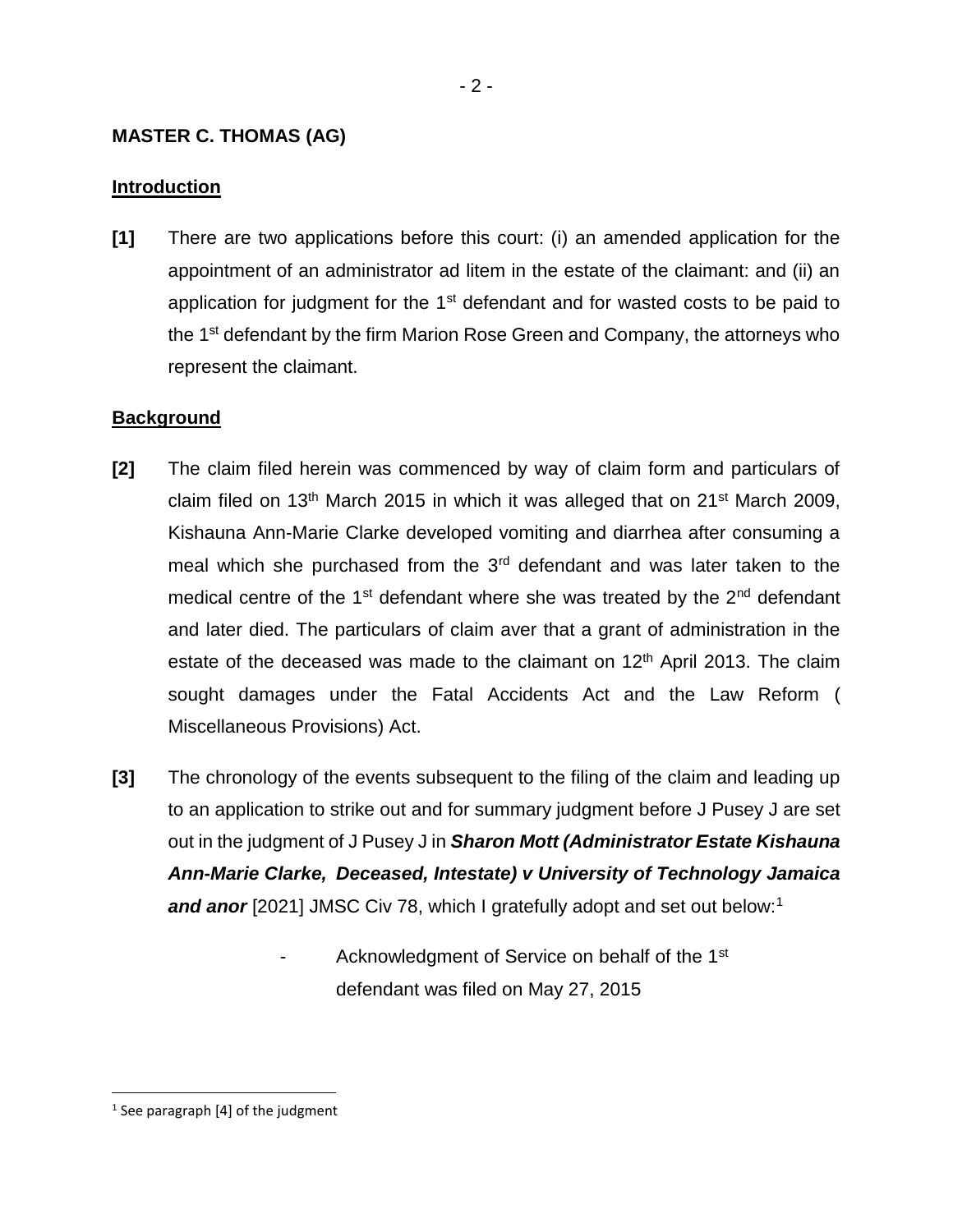**MASTER C. THOMAS (AG)**

**Introduction**

**[1]** There are two applications before this court: (i) an amended application for the appointment of an administrator ad litem in the estate of the claimant: and (ii) an application for judgment for the 1st defendant and for wasted costs to be paid to the 1st defendant by the firm Marion Rose Green and Company, the attorneys who represent the claimant.

**Background**

**[2]** The claim filed herein was commenced by way of claim form and particulars of claim filed on 13th March 2015 in which it was alleged that on 21st March 2009, Kishauna Ann-Marie Clarke developed vomiting and diarrhea after consuming a meal which she purchased from the 3rd defendant and was later taken to the medical centre of the 1st defendant where she was treated by the 2nd defendant and later died. The particulars of claim aver that a grant of administration in the estate of the deceased was made to the claimant on 12th April 2013. The claim sought damages under the Fatal Accidents Act and the Law Reform ( Miscellaneous Provisions) Act.

**[3]** The chronology of the events subsequent to the filing of the claim and leading up to an application to strike out and for summary judgment before J Pusey J are set out in the judgment of J Pusey J in ***Sharon Mott (Administrator Estate Kishauna Ann-Marie Clarke, Deceased, Intestate) v University of Technology Jamaica and anor*** [2021] JMSC Civ 78, which I gratefully adopt and set out below:[1]

- Acknowledgment of Service on behalf of the 1st defendant was filed on May 27, 2015

[1] See paragraph [4] of the judgment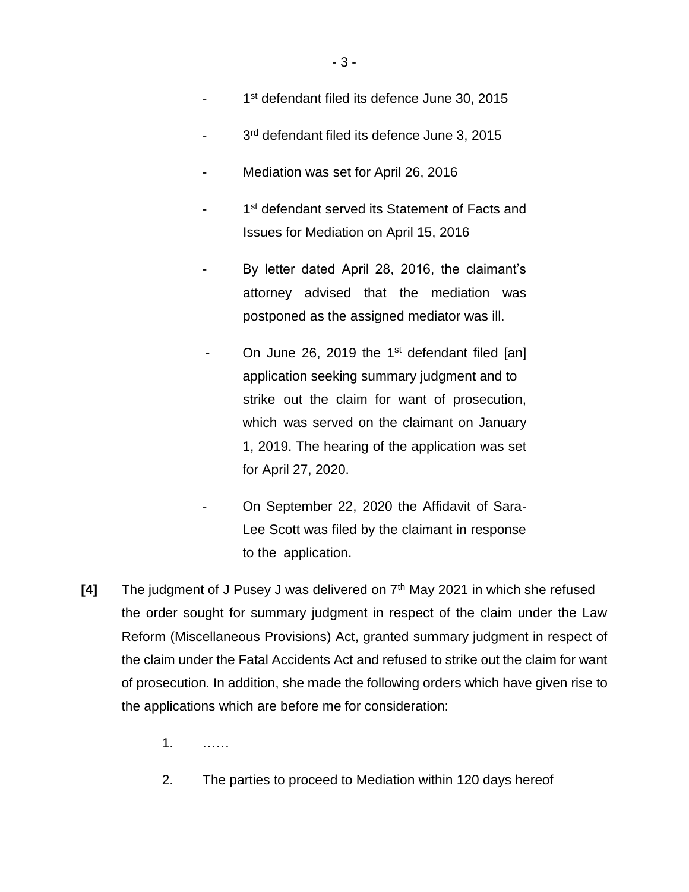- 1st defendant filed its defence June 30, 2015

- 3rd defendant filed its defence June 3, 2015

- Mediation was set for April 26, 2016

- 1st defendant served its Statement of Facts and Issues for Mediation on April 15, 2016

- By letter dated April 28, 2016, the claimant's attorney advised that the mediation was postponed as the assigned mediator was ill.

- On June 26, 2019 the 1st defendant filed [an] application seeking summary judgment and to strike out the claim for want of prosecution, which was served on the claimant on January 1, 2019. The hearing of the application was set for April 27, 2020.

- On September 22, 2020 the Affidavit of Sara-Lee Scott was filed by the claimant in response to the application.

**[4]** The judgment of J Pusey J was delivered on 7th May 2021 in which she refused the order sought for summary judgment in respect of the claim under the Law Reform (Miscellaneous Provisions) Act, granted summary judgment in respect of the claim under the Fatal Accidents Act and refused to strike out the claim for want of prosecution. In addition, she made the following orders which have given rise to the applications which are before me for consideration:

1. ……

2. The parties to proceed to Mediation within 120 days hereof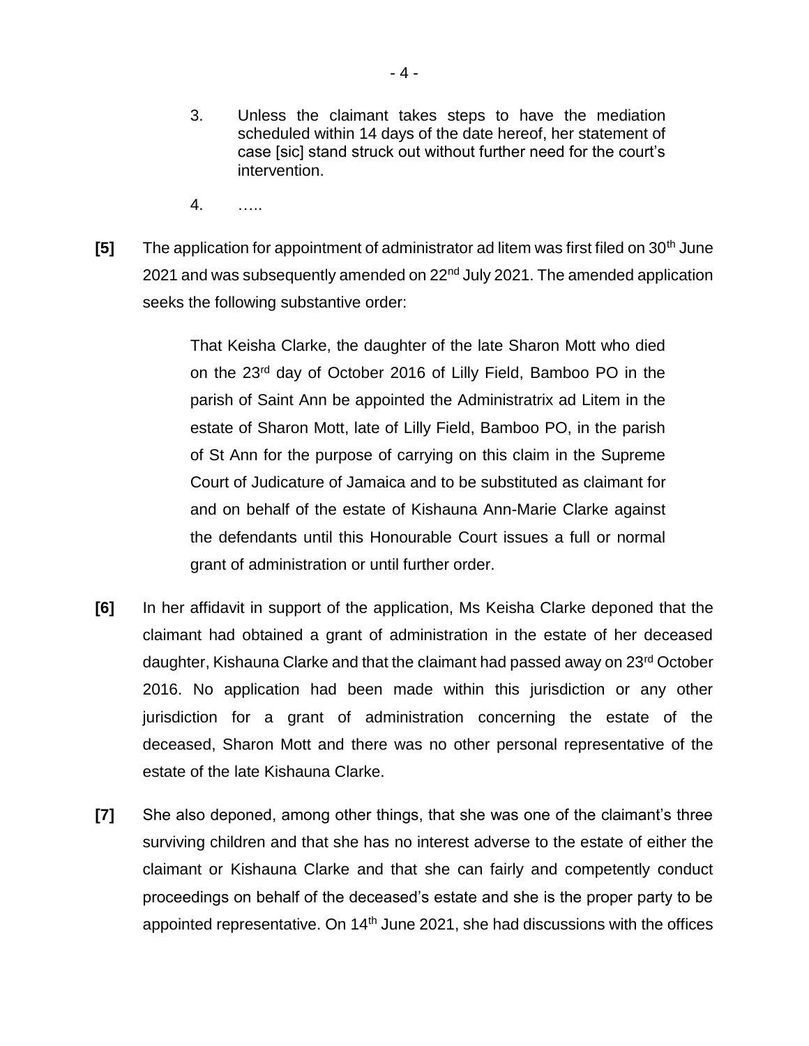3. Unless the claimant takes steps to have the mediation scheduled within 14 days of the date hereof, her statement of case [sic] stand struck out without further need for the court's intervention.

4. …..

**[5]** The application for appointment of administrator ad litem was first filed on 30th June 2021 and was subsequently amended on 22nd July 2021. The amended application seeks the following substantive order:

> That Keisha Clarke, the daughter of the late Sharon Mott who died on the 23rd day of October 2016 of Lilly Field, Bamboo PO in the parish of Saint Ann be appointed the Administratrix ad Litem in the estate of Sharon Mott, late of Lilly Field, Bamboo PO, in the parish of St Ann for the purpose of carrying on this claim in the Supreme Court of Judicature of Jamaica and to be substituted as claimant for and on behalf of the estate of Kishauna Ann-Marie Clarke against the defendants until this Honourable Court issues a full or normal grant of administration or until further order.

**[6]** In her affidavit in support of the application, Ms Keisha Clarke deponed that the claimant had obtained a grant of administration in the estate of her deceased daughter, Kishauna Clarke and that the claimant had passed away on 23rd October 2016. No application had been made within this jurisdiction or any other jurisdiction for a grant of administration concerning the estate of the deceased, Sharon Mott and there was no other personal representative of the estate of the late Kishauna Clarke.

**[7]** She also deponed, among other things, that she was one of the claimant's three surviving children and that she has no interest adverse to the estate of either the claimant or Kishauna Clarke and that she can fairly and competently conduct proceedings on behalf of the deceased's estate and she is the proper party to be appointed representative. On 14th June 2021, she had discussions with the offices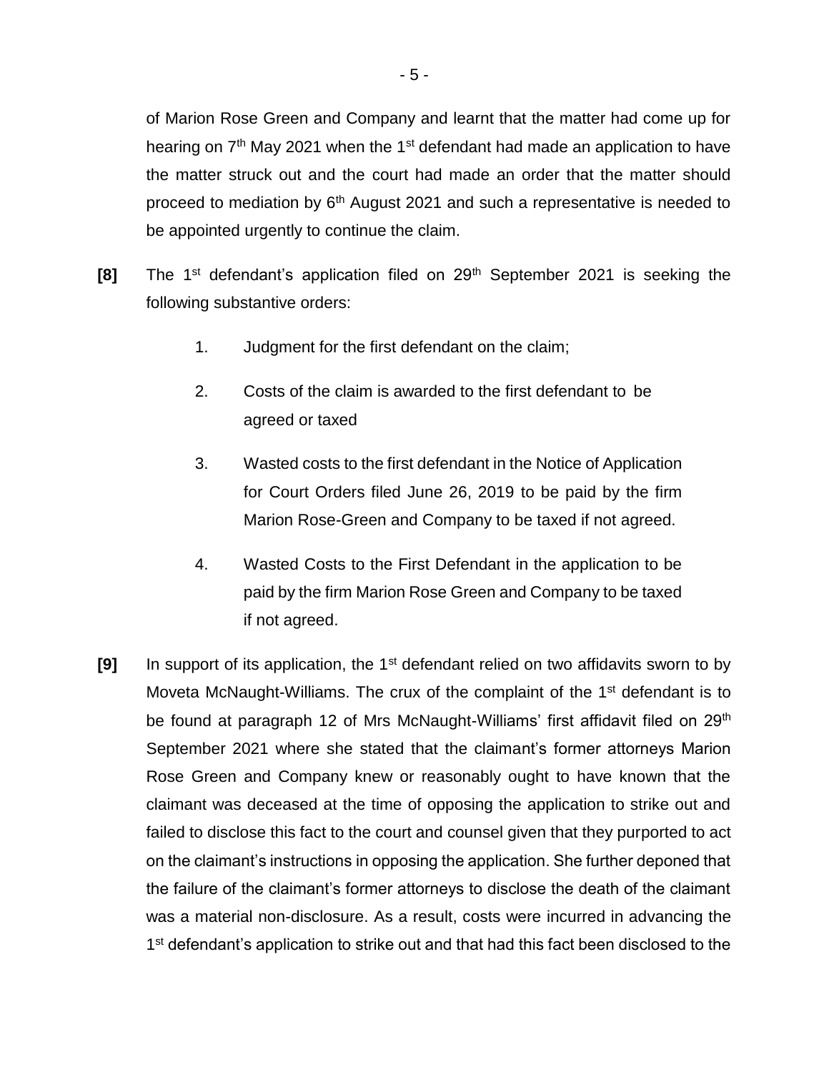of Marion Rose Green and Company and learnt that the matter had come up for hearing on 7th May 2021 when the 1st defendant had made an application to have the matter struck out and the court had made an order that the matter should proceed to mediation by 6th August 2021 and such a representative is needed to be appointed urgently to continue the claim.

**[8]** The 1st defendant's application filed on 29th September 2021 is seeking the following substantive orders:

1. Judgment for the first defendant on the claim;

2. Costs of the claim is awarded to the first defendant to be agreed or taxed

3. Wasted costs to the first defendant in the Notice of Application for Court Orders filed June 26, 2019 to be paid by the firm Marion Rose-Green and Company to be taxed if not agreed.

4. Wasted Costs to the First Defendant in the application to be paid by the firm Marion Rose Green and Company to be taxed if not agreed.

**[9]** In support of its application, the 1st defendant relied on two affidavits sworn to by Moveta McNaught-Williams. The crux of the complaint of the 1st defendant is to be found at paragraph 12 of Mrs McNaught-Williams' first affidavit filed on 29th September 2021 where she stated that the claimant's former attorneys Marion Rose Green and Company knew or reasonably ought to have known that the claimant was deceased at the time of opposing the application to strike out and failed to disclose this fact to the court and counsel given that they purported to act on the claimant's instructions in opposing the application. She further deponed that the failure of the claimant's former attorneys to disclose the death of the claimant was a material non-disclosure. As a result, costs were incurred in advancing the 1st defendant's application to strike out and that had this fact been disclosed to the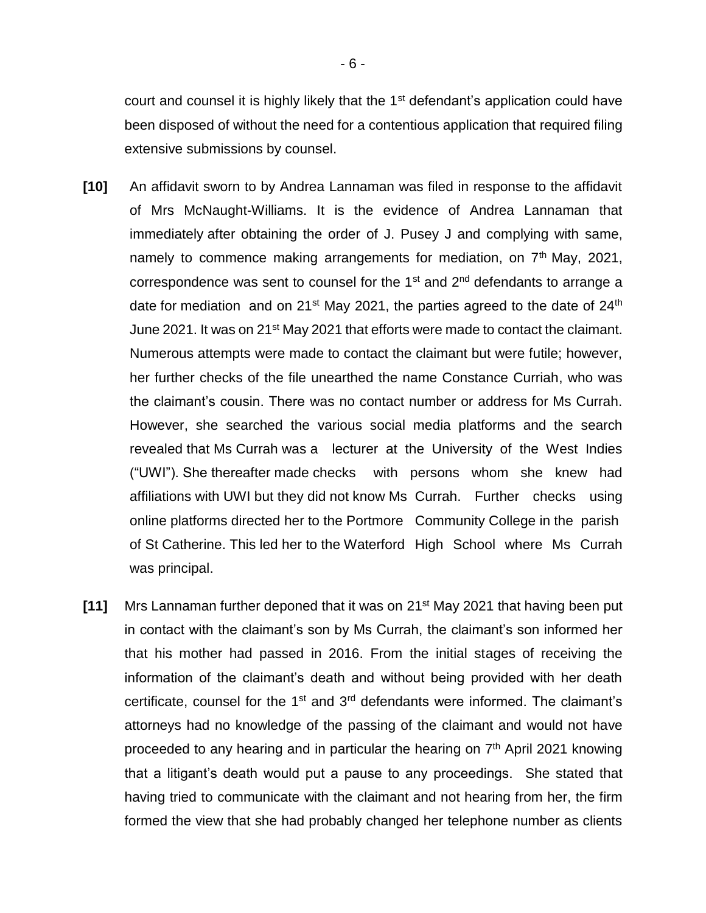court and counsel it is highly likely that the 1st defendant's application could have been disposed of without the need for a contentious application that required filing extensive submissions by counsel.

**[10]** An affidavit sworn to by Andrea Lannaman was filed in response to the affidavit of Mrs McNaught-Williams. It is the evidence of Andrea Lannaman that immediately after obtaining the order of J. Pusey J and complying with same, namely to commence making arrangements for mediation, on 7th May, 2021, correspondence was sent to counsel for the 1st and 2nd defendants to arrange a date for mediation and on 21st May 2021, the parties agreed to the date of 24th June 2021. It was on 21st May 2021 that efforts were made to contact the claimant. Numerous attempts were made to contact the claimant but were futile; however, her further checks of the file unearthed the name Constance Curriah, who was the claimant's cousin. There was no contact number or address for Ms Currah. However, she searched the various social media platforms and the search revealed that Ms Currah was a lecturer at the University of the West Indies ("UWI"). She thereafter made checks with persons whom she knew had affiliations with UWI but they did not know Ms Currah. Further checks using online platforms directed her to the Portmore Community College in the parish of St Catherine. This led her to the Waterford High School where Ms Currah was principal.

**[11]** Mrs Lannaman further deponed that it was on 21st May 2021 that having been put in contact with the claimant's son by Ms Currah, the claimant's son informed her that his mother had passed in 2016. From the initial stages of receiving the information of the claimant's death and without being provided with her death certificate, counsel for the 1st and 3rd defendants were informed. The claimant's attorneys had no knowledge of the passing of the claimant and would not have proceeded to any hearing and in particular the hearing on 7th April 2021 knowing that a litigant's death would put a pause to any proceedings. She stated that having tried to communicate with the claimant and not hearing from her, the firm formed the view that she had probably changed her telephone number as clients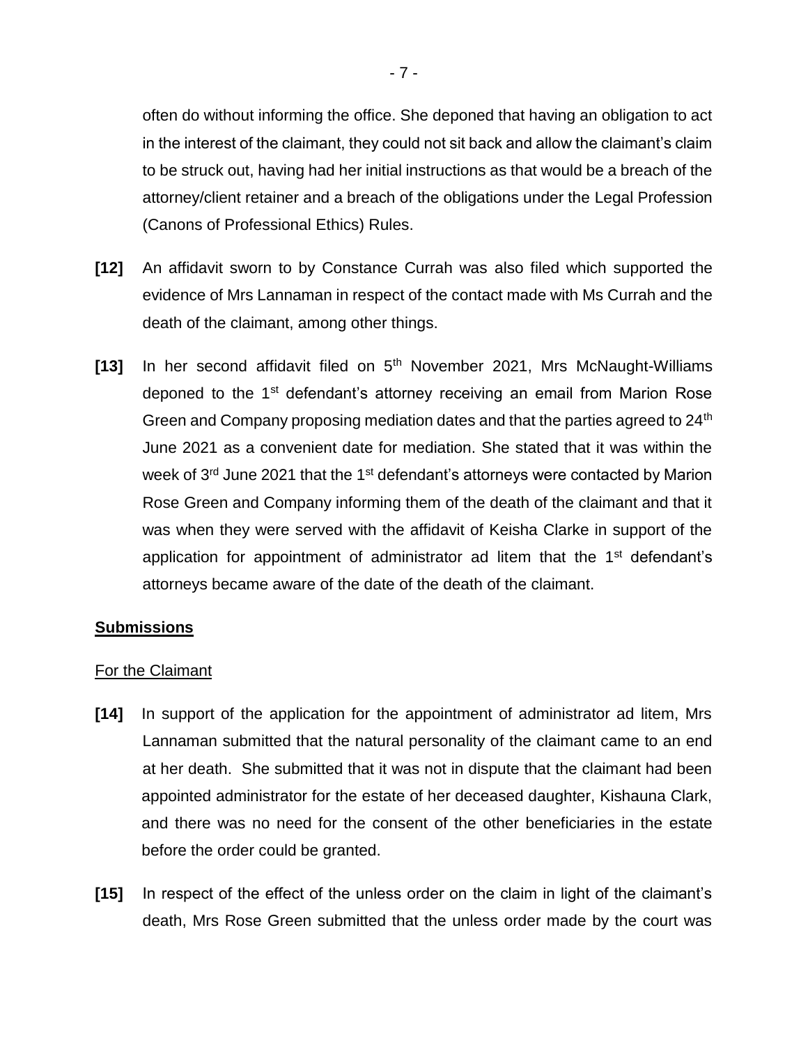often do without informing the office. She deponed that having an obligation to act in the interest of the claimant, they could not sit back and allow the claimant's claim to be struck out, having had her initial instructions as that would be a breach of the attorney/client retainer and a breach of the obligations under the Legal Profession (Canons of Professional Ethics) Rules.

**[12]** An affidavit sworn to by Constance Currah was also filed which supported the evidence of Mrs Lannaman in respect of the contact made with Ms Currah and the death of the claimant, among other things.

**[13]** In her second affidavit filed on 5th November 2021, Mrs McNaught-Williams deponed to the 1st defendant's attorney receiving an email from Marion Rose Green and Company proposing mediation dates and that the parties agreed to 24th June 2021 as a convenient date for mediation. She stated that it was within the week of 3rd June 2021 that the 1st defendant's attorneys were contacted by Marion Rose Green and Company informing them of the death of the claimant and that it was when they were served with the affidavit of Keisha Clarke in support of the application for appointment of administrator ad litem that the 1st defendant's attorneys became aware of the date of the death of the claimant.

## Submissions

### For the Claimant

**[14]** In support of the application for the appointment of administrator ad litem, Mrs Lannaman submitted that the natural personality of the claimant came to an end at her death. She submitted that it was not in dispute that the claimant had been appointed administrator for the estate of her deceased daughter, Kishauna Clark, and there was no need for the consent of the other beneficiaries in the estate before the order could be granted.

**[15]** In respect of the effect of the unless order on the claim in light of the claimant's death, Mrs Rose Green submitted that the unless order made by the court was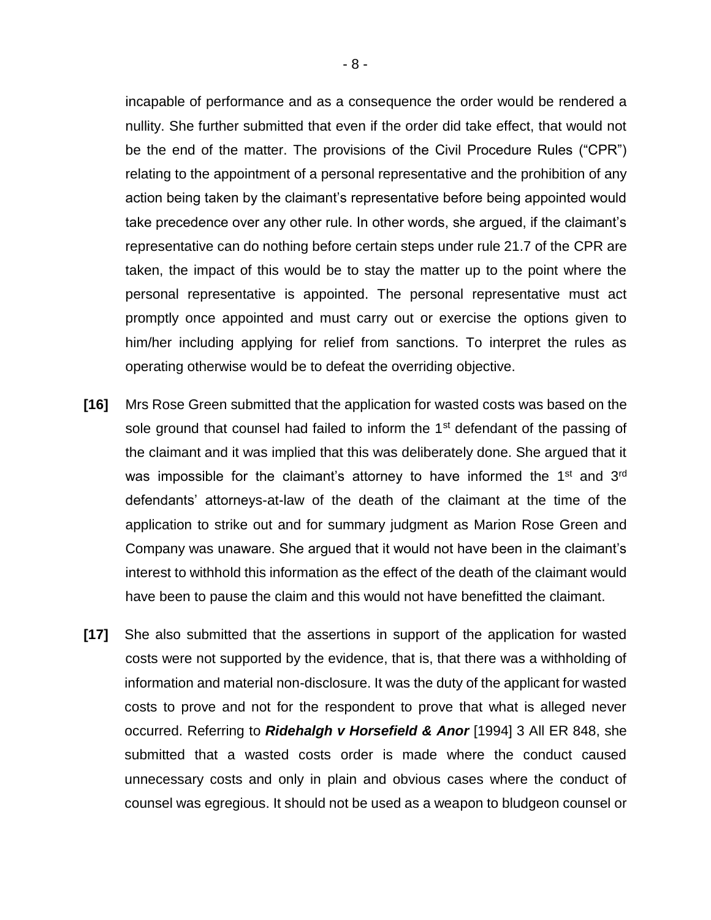incapable of performance and as a consequence the order would be rendered a nullity. She further submitted that even if the order did take effect, that would not be the end of the matter. The provisions of the Civil Procedure Rules ("CPR") relating to the appointment of a personal representative and the prohibition of any action being taken by the claimant's representative before being appointed would take precedence over any other rule. In other words, she argued, if the claimant's representative can do nothing before certain steps under rule 21.7 of the CPR are taken, the impact of this would be to stay the matter up to the point where the personal representative is appointed. The personal representative must act promptly once appointed and must carry out or exercise the options given to him/her including applying for relief from sanctions. To interpret the rules as operating otherwise would be to defeat the overriding objective.

**[16]** Mrs Rose Green submitted that the application for wasted costs was based on the sole ground that counsel had failed to inform the 1st defendant of the passing of the claimant and it was implied that this was deliberately done. She argued that it was impossible for the claimant's attorney to have informed the 1st and 3rd defendants' attorneys-at-law of the death of the claimant at the time of the application to strike out and for summary judgment as Marion Rose Green and Company was unaware. She argued that it would not have been in the claimant's interest to withhold this information as the effect of the death of the claimant would have been to pause the claim and this would not have benefitted the claimant.

**[17]** She also submitted that the assertions in support of the application for wasted costs were not supported by the evidence, that is, that there was a withholding of information and material non-disclosure. It was the duty of the applicant for wasted costs to prove and not for the respondent to prove that what is alleged never occurred. Referring to ***Ridehalgh v Horsefield & Anor*** [1994] 3 All ER 848, she submitted that a wasted costs order is made where the conduct caused unnecessary costs and only in plain and obvious cases where the conduct of counsel was egregious. It should not be used as a weapon to bludgeon counsel or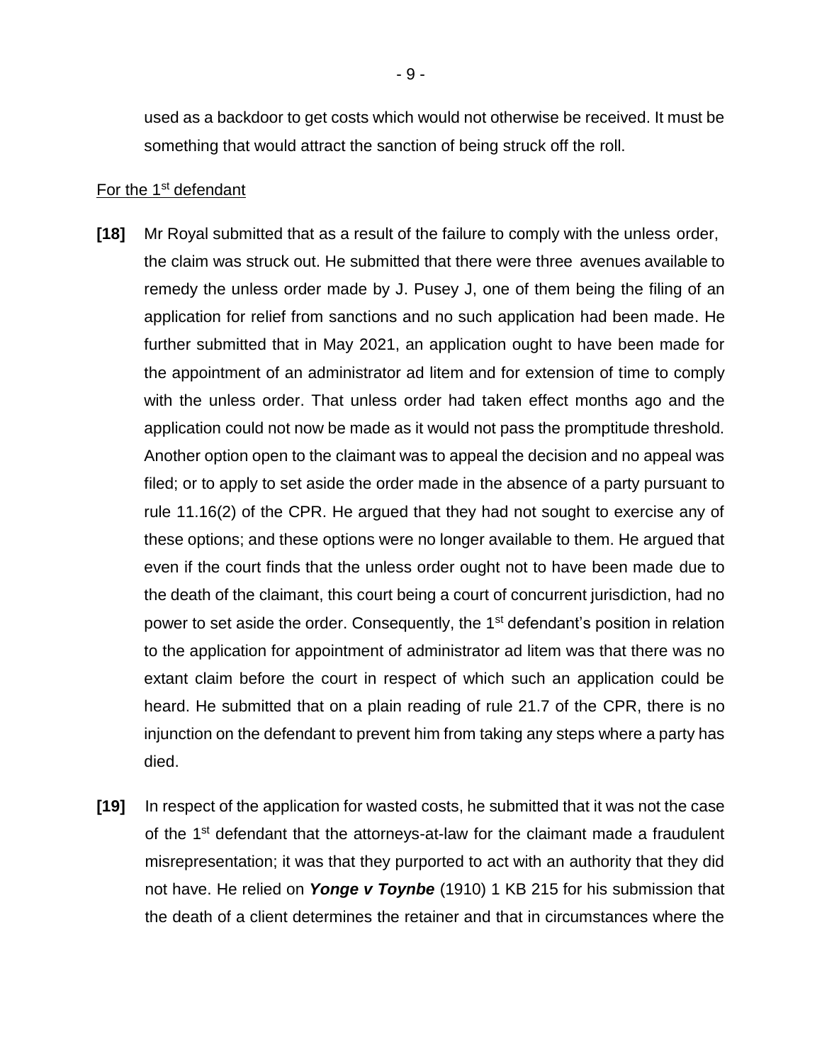used as a backdoor to get costs which would not otherwise be received. It must be something that would attract the sanction of being struck off the roll.

For the 1st defendant

**[18]** Mr Royal submitted that as a result of the failure to comply with the unless order, the claim was struck out. He submitted that there were three avenues available to remedy the unless order made by J. Pusey J, one of them being the filing of an application for relief from sanctions and no such application had been made. He further submitted that in May 2021, an application ought to have been made for the appointment of an administrator ad litem and for extension of time to comply with the unless order. That unless order had taken effect months ago and the application could not now be made as it would not pass the promptitude threshold. Another option open to the claimant was to appeal the decision and no appeal was filed; or to apply to set aside the order made in the absence of a party pursuant to rule 11.16(2) of the CPR. He argued that they had not sought to exercise any of these options; and these options were no longer available to them. He argued that even if the court finds that the unless order ought not to have been made due to the death of the claimant, this court being a court of concurrent jurisdiction, had no power to set aside the order. Consequently, the 1st defendant's position in relation to the application for appointment of administrator ad litem was that there was no extant claim before the court in respect of which such an application could be heard. He submitted that on a plain reading of rule 21.7 of the CPR, there is no injunction on the defendant to prevent him from taking any steps where a party has died.

**[19]** In respect of the application for wasted costs, he submitted that it was not the case of the 1st defendant that the attorneys-at-law for the claimant made a fraudulent misrepresentation; it was that they purported to act with an authority that they did not have. He relied on ***Yonge v Toynbe*** (1910) 1 KB 215 for his submission that the death of a client determines the retainer and that in circumstances where the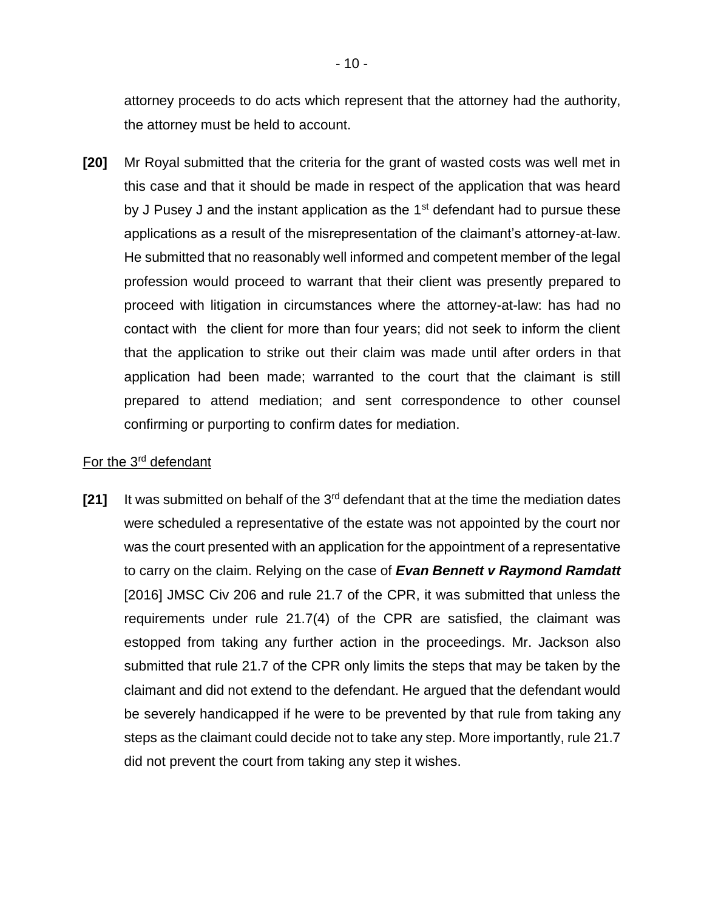attorney proceeds to do acts which represent that the attorney had the authority, the attorney must be held to account.

**[20]** Mr Royal submitted that the criteria for the grant of wasted costs was well met in this case and that it should be made in respect of the application that was heard by J Pusey J and the instant application as the 1st defendant had to pursue these applications as a result of the misrepresentation of the claimant's attorney-at-law. He submitted that no reasonably well informed and competent member of the legal profession would proceed to warrant that their client was presently prepared to proceed with litigation in circumstances where the attorney-at-law: has had no contact with the client for more than four years; did not seek to inform the client that the application to strike out their claim was made until after orders in that application had been made; warranted to the court that the claimant is still prepared to attend mediation; and sent correspondence to other counsel confirming or purporting to confirm dates for mediation.

<u>For the 3rd defendant</u>

**[21]** It was submitted on behalf of the 3rd defendant that at the time the mediation dates were scheduled a representative of the estate was not appointed by the court nor was the court presented with an application for the appointment of a representative to carry on the claim. Relying on the case of ***Evan Bennett v Raymond Ramdatt*** [2016] JMSC Civ 206 and rule 21.7 of the CPR, it was submitted that unless the requirements under rule 21.7(4) of the CPR are satisfied, the claimant was estopped from taking any further action in the proceedings. Mr. Jackson also submitted that rule 21.7 of the CPR only limits the steps that may be taken by the claimant and did not extend to the defendant. He argued that the defendant would be severely handicapped if he were to be prevented by that rule from taking any steps as the claimant could decide not to take any step. More importantly, rule 21.7 did not prevent the court from taking any step it wishes.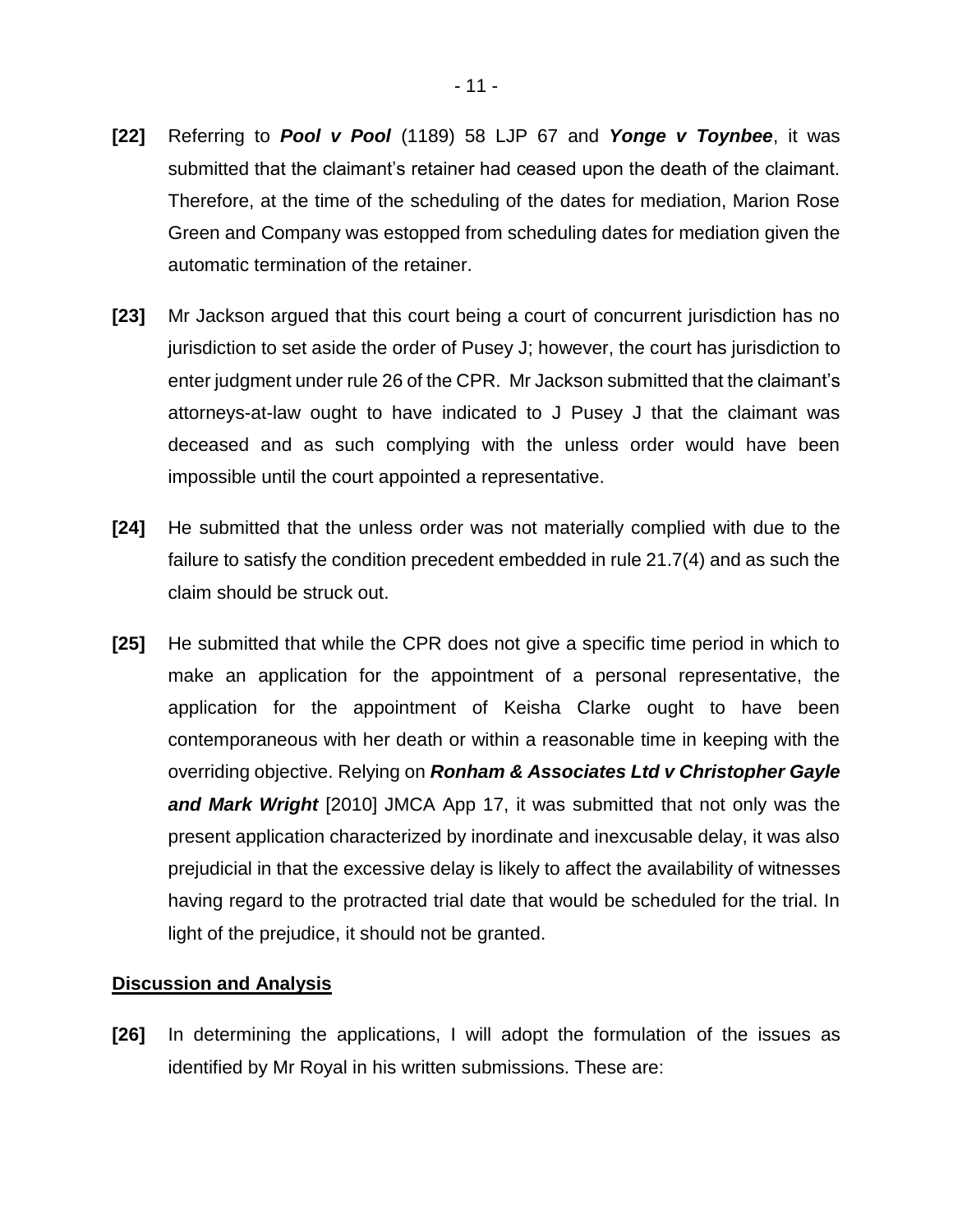**[22]** Referring to ***Pool v Pool*** (1189) 58 LJP 67 and ***Yonge v Toynbee***, it was submitted that the claimant's retainer had ceased upon the death of the claimant. Therefore, at the time of the scheduling of the dates for mediation, Marion Rose Green and Company was estopped from scheduling dates for mediation given the automatic termination of the retainer.

**[23]** Mr Jackson argued that this court being a court of concurrent jurisdiction has no jurisdiction to set aside the order of Pusey J; however, the court has jurisdiction to enter judgment under rule 26 of the CPR. Mr Jackson submitted that the claimant's attorneys-at-law ought to have indicated to J Pusey J that the claimant was deceased and as such complying with the unless order would have been impossible until the court appointed a representative.

**[24]** He submitted that the unless order was not materially complied with due to the failure to satisfy the condition precedent embedded in rule 21.7(4) and as such the claim should be struck out.

**[25]** He submitted that while the CPR does not give a specific time period in which to make an application for the appointment of a personal representative, the application for the appointment of Keisha Clarke ought to have been contemporaneous with her death or within a reasonable time in keeping with the overriding objective. Relying on ***Ronham & Associates Ltd v Christopher Gayle and Mark Wright*** [2010] JMCA App 17, it was submitted that not only was the present application characterized by inordinate and inexcusable delay, it was also prejudicial in that the excessive delay is likely to affect the availability of witnesses having regard to the protracted trial date that would be scheduled for the trial. In light of the prejudice, it should not be granted.

## Discussion and Analysis

**[26]** In determining the applications, I will adopt the formulation of the issues as identified by Mr Royal in his written submissions. These are: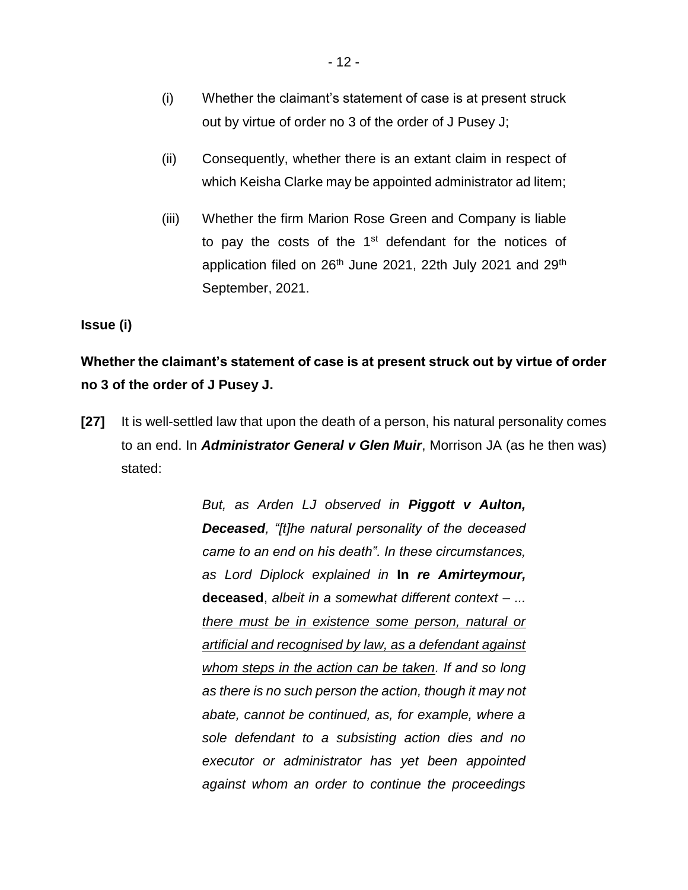(i) Whether the claimant's statement of case is at present struck out by virtue of order no 3 of the order of J Pusey J;

(ii) Consequently, whether there is an extant claim in respect of which Keisha Clarke may be appointed administrator ad litem;

(iii) Whether the firm Marion Rose Green and Company is liable to pay the costs of the 1st defendant for the notices of application filed on 26th June 2021, 22th July 2021 and 29th September, 2021.

**Issue (i)**

**Whether the claimant's statement of case is at present struck out by virtue of order no 3 of the order of J Pusey J.**

**[27]** It is well-settled law that upon the death of a person, his natural personality comes to an end. In ***Administrator General v Glen Muir***, Morrison JA (as he then was) stated:

> *But, as Arden LJ observed in **Piggott v Aulton, Deceased**, "[t]he natural personality of the deceased came to an end on his death". In these circumstances, as Lord Diplock explained in* **In *re Amirteymour,* deceased**, *albeit in a somewhat different context – ... <u>there must be in existence some person, natural or artificial and recognised by law, as a defendant against whom steps in the action can be taken</u>. If and so long as there is no such person the action, though it may not abate, cannot be continued, as, for example, where a sole defendant to a subsisting action dies and no executor or administrator has yet been appointed against whom an order to continue the proceedings*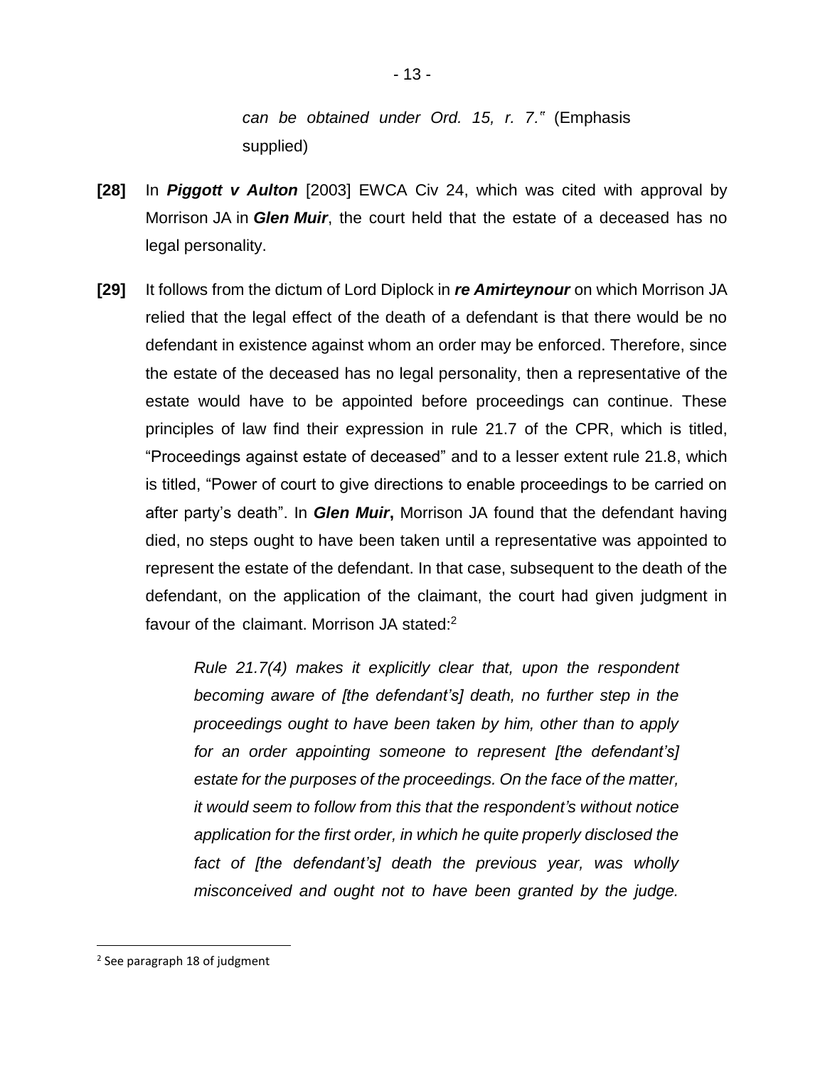> *can be obtained under Ord. 15, r. 7."* (Emphasis supplied)

**[28]** In ***Piggott v Aulton*** [2003] EWCA Civ 24, which was cited with approval by Morrison JA in ***Glen Muir***, the court held that the estate of a deceased has no legal personality.

**[29]** It follows from the dictum of Lord Diplock in ***re Amirteynour*** on which Morrison JA relied that the legal effect of the death of a defendant is that there would be no defendant in existence against whom an order may be enforced. Therefore, since the estate of the deceased has no legal personality, then a representative of the estate would have to be appointed before proceedings can continue. These principles of law find their expression in rule 21.7 of the CPR, which is titled, "Proceedings against estate of deceased" and to a lesser extent rule 21.8, which is titled, "Power of court to give directions to enable proceedings to be carried on after party's death". In ***Glen Muir*,** Morrison JA found that the defendant having died, no steps ought to have been taken until a representative was appointed to represent the estate of the defendant. In that case, subsequent to the death of the defendant, on the application of the claimant, the court had given judgment in favour of the claimant. Morrison JA stated:[2]

> *Rule 21.7(4) makes it explicitly clear that, upon the respondent becoming aware of [the defendant's] death, no further step in the proceedings ought to have been taken by him, other than to apply for an order appointing someone to represent [the defendant's] estate for the purposes of the proceedings. On the face of the matter, it would seem to follow from this that the respondent's without notice application for the first order, in which he quite properly disclosed the fact of [the defendant's] death the previous year, was wholly misconceived and ought not to have been granted by the judge.*

[2] See paragraph 18 of judgment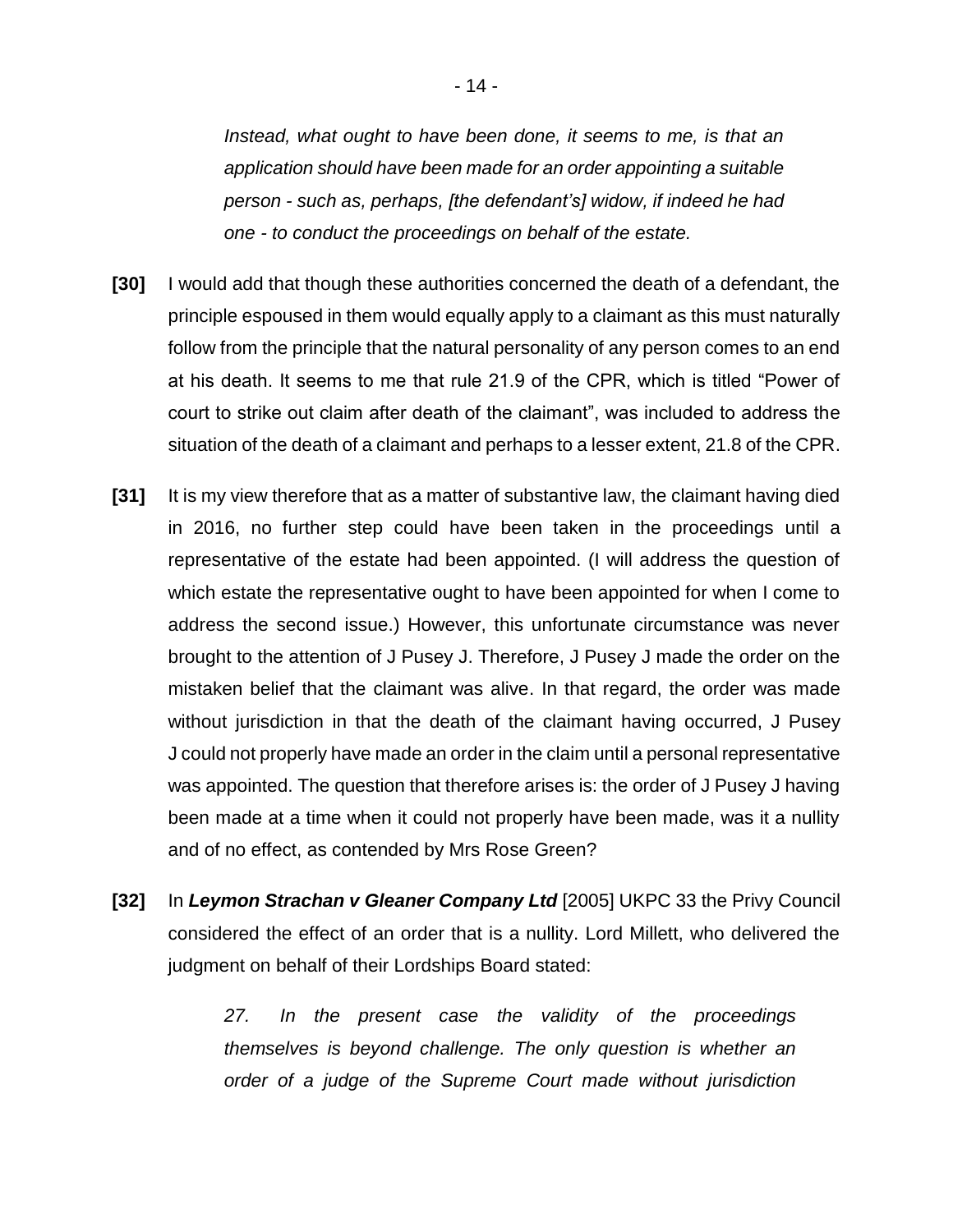> *Instead, what ought to have been done, it seems to me, is that an application should have been made for an order appointing a suitable person - such as, perhaps, [the defendant's] widow, if indeed he had one - to conduct the proceedings on behalf of the estate.*

**[30]** I would add that though these authorities concerned the death of a defendant, the principle espoused in them would equally apply to a claimant as this must naturally follow from the principle that the natural personality of any person comes to an end at his death. It seems to me that rule 21.9 of the CPR, which is titled "Power of court to strike out claim after death of the claimant", was included to address the situation of the death of a claimant and perhaps to a lesser extent, 21.8 of the CPR.

**[31]** It is my view therefore that as a matter of substantive law, the claimant having died in 2016, no further step could have been taken in the proceedings until a representative of the estate had been appointed. (I will address the question of which estate the representative ought to have been appointed for when I come to address the second issue.) However, this unfortunate circumstance was never brought to the attention of J Pusey J. Therefore, J Pusey J made the order on the mistaken belief that the claimant was alive. In that regard, the order was made without jurisdiction in that the death of the claimant having occurred, J Pusey J could not properly have made an order in the claim until a personal representative was appointed. The question that therefore arises is: the order of J Pusey J having been made at a time when it could not properly have been made, was it a nullity and of no effect, as contended by Mrs Rose Green?

**[32]** In ***Leymon Strachan v Gleaner Company Ltd*** [2005] UKPC 33 the Privy Council considered the effect of an order that is a nullity. Lord Millett, who delivered the judgment on behalf of their Lordships Board stated:

> *27. In the present case the validity of the proceedings themselves is beyond challenge. The only question is whether an order of a judge of the Supreme Court made without jurisdiction*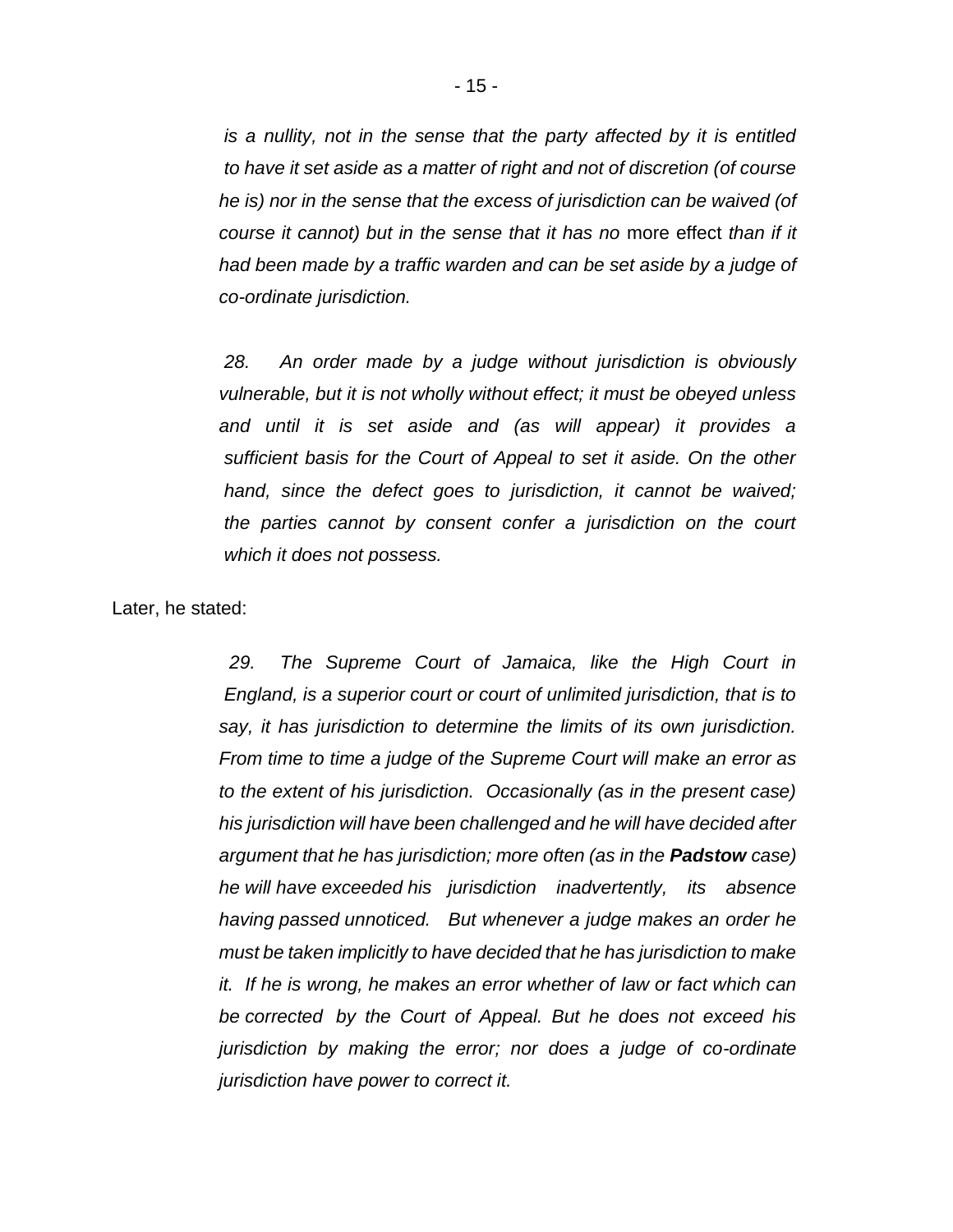*is a nullity, not in the sense that the party affected by it is entitled to have it set aside as a matter of right and not of discretion (of course he is) nor in the sense that the excess of jurisdiction can be waived (of course it cannot) but in the sense that it has no* more effect *than if it had been made by a traffic warden and can be set aside by a judge of co-ordinate jurisdiction.*

> *28. An order made by a judge without jurisdiction is obviously vulnerable, but it is not wholly without effect; it must be obeyed unless and until it is set aside and (as will appear) it provides a sufficient basis for the Court of Appeal to set it aside. On the other hand, since the defect goes to jurisdiction, it cannot be waived; the parties cannot by consent confer a jurisdiction on the court which it does not possess.*

Later, he stated:

> *29. The Supreme Court of Jamaica, like the High Court in England, is a superior court or court of unlimited jurisdiction, that is to say, it has jurisdiction to determine the limits of its own jurisdiction. From time to time a judge of the Supreme Court will make an error as to the extent of his jurisdiction. Occasionally (as in the present case) his jurisdiction will have been challenged and he will have decided after argument that he has jurisdiction; more often (as in the* ***Padstow*** *case) he will have exceeded his jurisdiction inadvertently, its absence having passed unnoticed. But whenever a judge makes an order he must be taken implicitly to have decided that he has jurisdiction to make it. If he is wrong, he makes an error whether of law or fact which can be corrected by the Court of Appeal. But he does not exceed his jurisdiction by making the error; nor does a judge of co-ordinate jurisdiction have power to correct it.*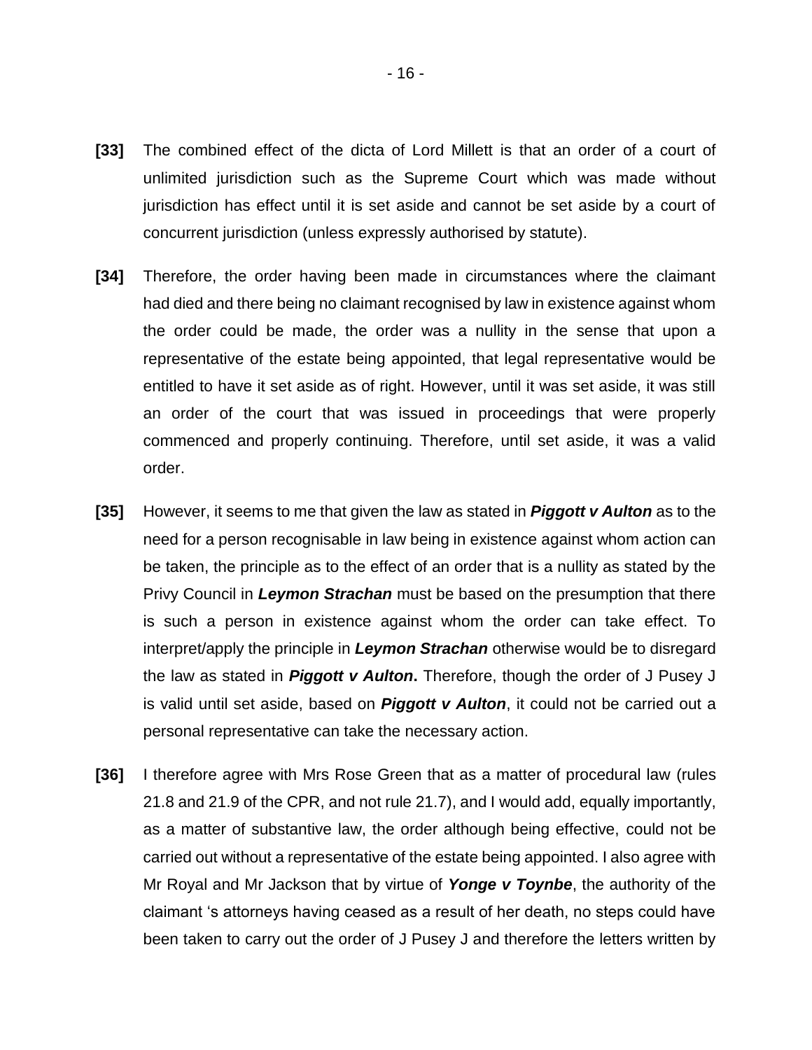**[33]** The combined effect of the dicta of Lord Millett is that an order of a court of unlimited jurisdiction such as the Supreme Court which was made without jurisdiction has effect until it is set aside and cannot be set aside by a court of concurrent jurisdiction (unless expressly authorised by statute).

**[34]** Therefore, the order having been made in circumstances where the claimant had died and there being no claimant recognised by law in existence against whom the order could be made, the order was a nullity in the sense that upon a representative of the estate being appointed, that legal representative would be entitled to have it set aside as of right. However, until it was set aside, it was still an order of the court that was issued in proceedings that were properly commenced and properly continuing. Therefore, until set aside, it was a valid order.

**[35]** However, it seems to me that given the law as stated in ***Piggott v Aulton*** as to the need for a person recognisable in law being in existence against whom action can be taken, the principle as to the effect of an order that is a nullity as stated by the Privy Council in ***Leymon Strachan*** must be based on the presumption that there is such a person in existence against whom the order can take effect. To interpret/apply the principle in ***Leymon Strachan*** otherwise would be to disregard the law as stated in ***Piggott v Aulton*****.** Therefore, though the order of J Pusey J is valid until set aside, based on ***Piggott v Aulton***, it could not be carried out a personal representative can take the necessary action.

**[36]** I therefore agree with Mrs Rose Green that as a matter of procedural law (rules 21.8 and 21.9 of the CPR, and not rule 21.7), and I would add, equally importantly, as a matter of substantive law, the order although being effective, could not be carried out without a representative of the estate being appointed. I also agree with Mr Royal and Mr Jackson that by virtue of ***Yonge v Toynbe***, the authority of the claimant 's attorneys having ceased as a result of her death, no steps could have been taken to carry out the order of J Pusey J and therefore the letters written by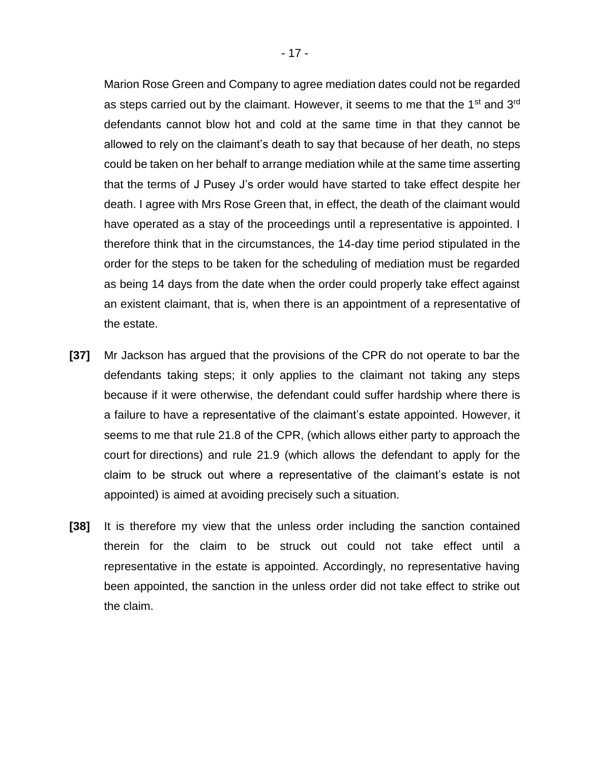Marion Rose Green and Company to agree mediation dates could not be regarded as steps carried out by the claimant. However, it seems to me that the 1st and 3rd defendants cannot blow hot and cold at the same time in that they cannot be allowed to rely on the claimant's death to say that because of her death, no steps could be taken on her behalf to arrange mediation while at the same time asserting that the terms of J Pusey J's order would have started to take effect despite her death. I agree with Mrs Rose Green that, in effect, the death of the claimant would have operated as a stay of the proceedings until a representative is appointed. I therefore think that in the circumstances, the 14-day time period stipulated in the order for the steps to be taken for the scheduling of mediation must be regarded as being 14 days from the date when the order could properly take effect against an existent claimant, that is, when there is an appointment of a representative of the estate.

**[37]** Mr Jackson has argued that the provisions of the CPR do not operate to bar the defendants taking steps; it only applies to the claimant not taking any steps because if it were otherwise, the defendant could suffer hardship where there is a failure to have a representative of the claimant's estate appointed. However, it seems to me that rule 21.8 of the CPR, (which allows either party to approach the court for directions) and rule 21.9 (which allows the defendant to apply for the claim to be struck out where a representative of the claimant's estate is not appointed) is aimed at avoiding precisely such a situation.

**[38]** It is therefore my view that the unless order including the sanction contained therein for the claim to be struck out could not take effect until a representative in the estate is appointed. Accordingly, no representative having been appointed, the sanction in the unless order did not take effect to strike out the claim.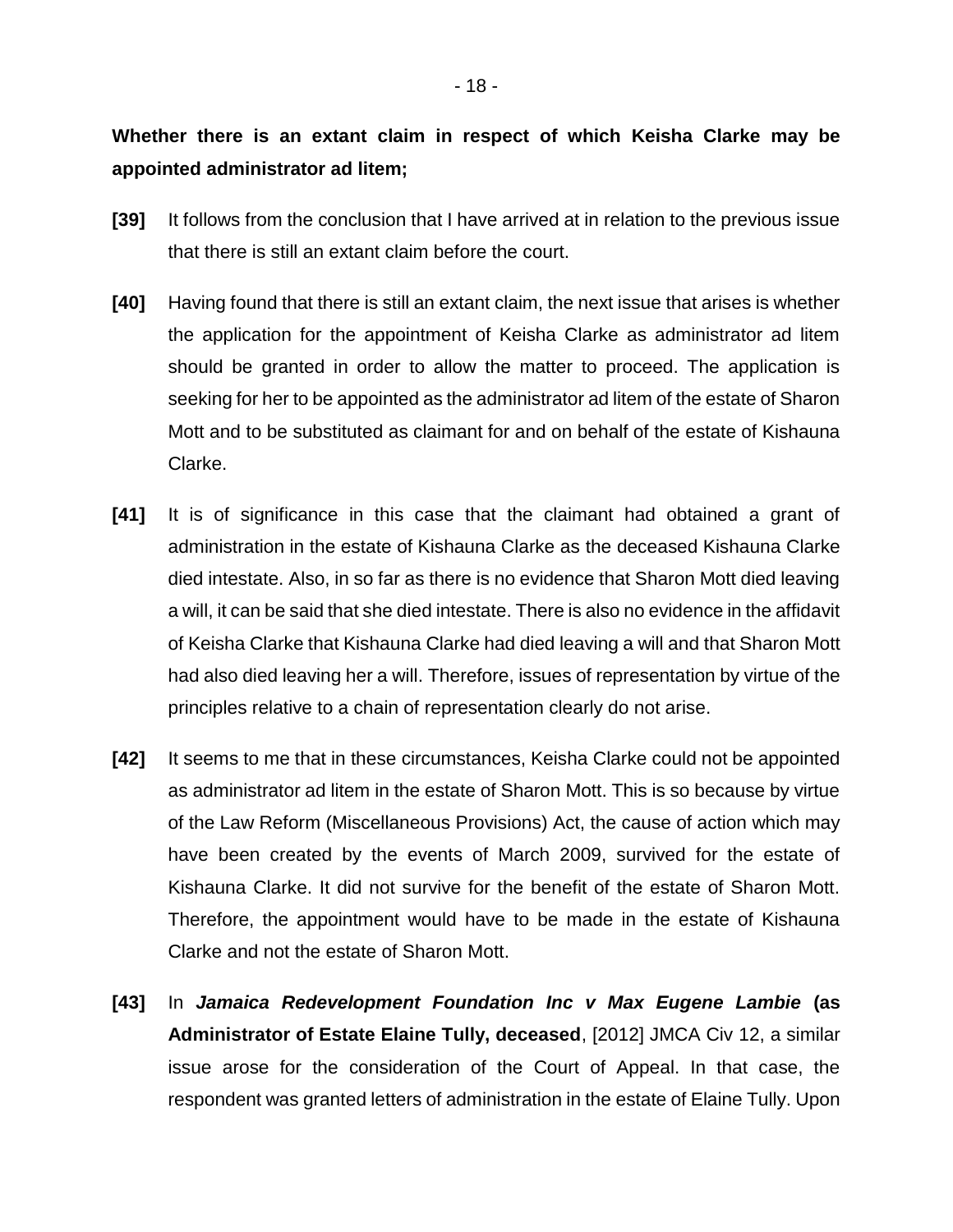**Whether there is an extant claim in respect of which Keisha Clarke may be appointed administrator ad litem;**

**[39]** It follows from the conclusion that I have arrived at in relation to the previous issue that there is still an extant claim before the court.

**[40]** Having found that there is still an extant claim, the next issue that arises is whether the application for the appointment of Keisha Clarke as administrator ad litem should be granted in order to allow the matter to proceed. The application is seeking for her to be appointed as the administrator ad litem of the estate of Sharon Mott and to be substituted as claimant for and on behalf of the estate of Kishauna Clarke.

**[41]** It is of significance in this case that the claimant had obtained a grant of administration in the estate of Kishauna Clarke as the deceased Kishauna Clarke died intestate. Also, in so far as there is no evidence that Sharon Mott died leaving a will, it can be said that she died intestate. There is also no evidence in the affidavit of Keisha Clarke that Kishauna Clarke had died leaving a will and that Sharon Mott had also died leaving her a will. Therefore, issues of representation by virtue of the principles relative to a chain of representation clearly do not arise.

**[42]** It seems to me that in these circumstances, Keisha Clarke could not be appointed as administrator ad litem in the estate of Sharon Mott. This is so because by virtue of the Law Reform (Miscellaneous Provisions) Act, the cause of action which may have been created by the events of March 2009, survived for the estate of Kishauna Clarke. It did not survive for the benefit of the estate of Sharon Mott. Therefore, the appointment would have to be made in the estate of Kishauna Clarke and not the estate of Sharon Mott.

**[43]** In ***Jamaica Redevelopment Foundation Inc v Max Eugene Lambie* (as Administrator of Estate Elaine Tully, deceased**, [2012] JMCA Civ 12, a similar issue arose for the consideration of the Court of Appeal. In that case, the respondent was granted letters of administration in the estate of Elaine Tully. Upon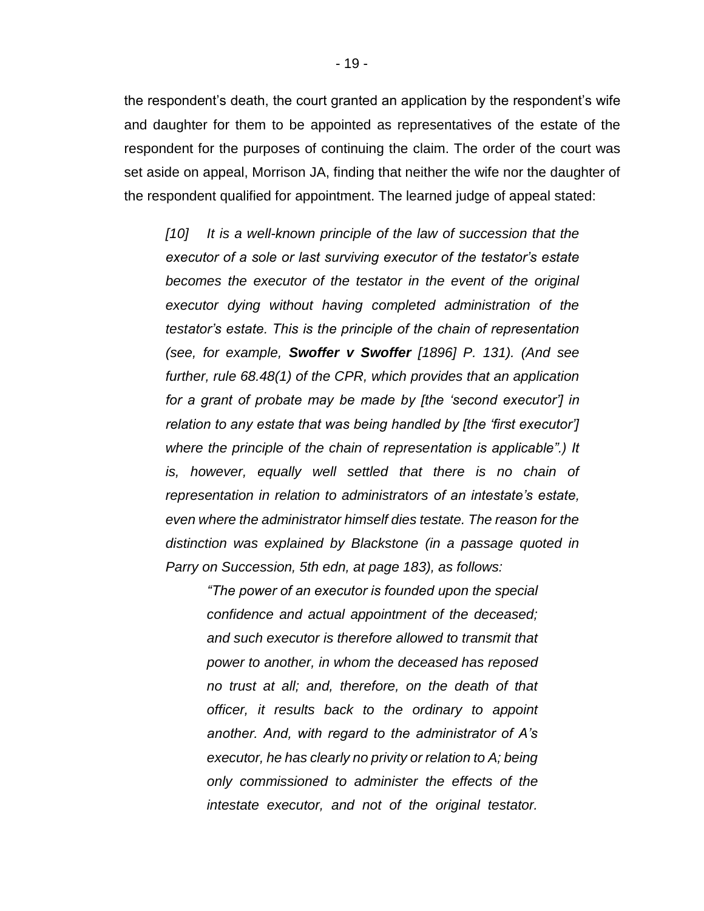the respondent's death, the court granted an application by the respondent's wife and daughter for them to be appointed as representatives of the estate of the respondent for the purposes of continuing the claim. The order of the court was set aside on appeal, Morrison JA, finding that neither the wife nor the daughter of the respondent qualified for appointment. The learned judge of appeal stated:

> *[10] It is a well-known principle of the law of succession that the executor of a sole or last surviving executor of the testator's estate becomes the executor of the testator in the event of the original executor dying without having completed administration of the testator's estate. This is the principle of the chain of representation (see, for example, **Swoffer v Swoffer** [1896] P. 131). (And see further, rule 68.48(1) of the CPR, which provides that an application for a grant of probate may be made by [the 'second executor'] in relation to any estate that was being handled by [the 'first executor'] where the principle of the chain of representation is applicable".) It is, however, equally well settled that there is no chain of representation in relation to administrators of an intestate's estate, even where the administrator himself dies testate. The reason for the distinction was explained by Blackstone (in a passage quoted in Parry on Succession, 5th edn, at page 183), as follows:*
>
> > *"The power of an executor is founded upon the special confidence and actual appointment of the deceased; and such executor is therefore allowed to transmit that power to another, in whom the deceased has reposed no trust at all; and, therefore, on the death of that officer, it results back to the ordinary to appoint another. And, with regard to the administrator of A's executor, he has clearly no privity or relation to A; being only commissioned to administer the effects of the intestate executor, and not of the original testator.*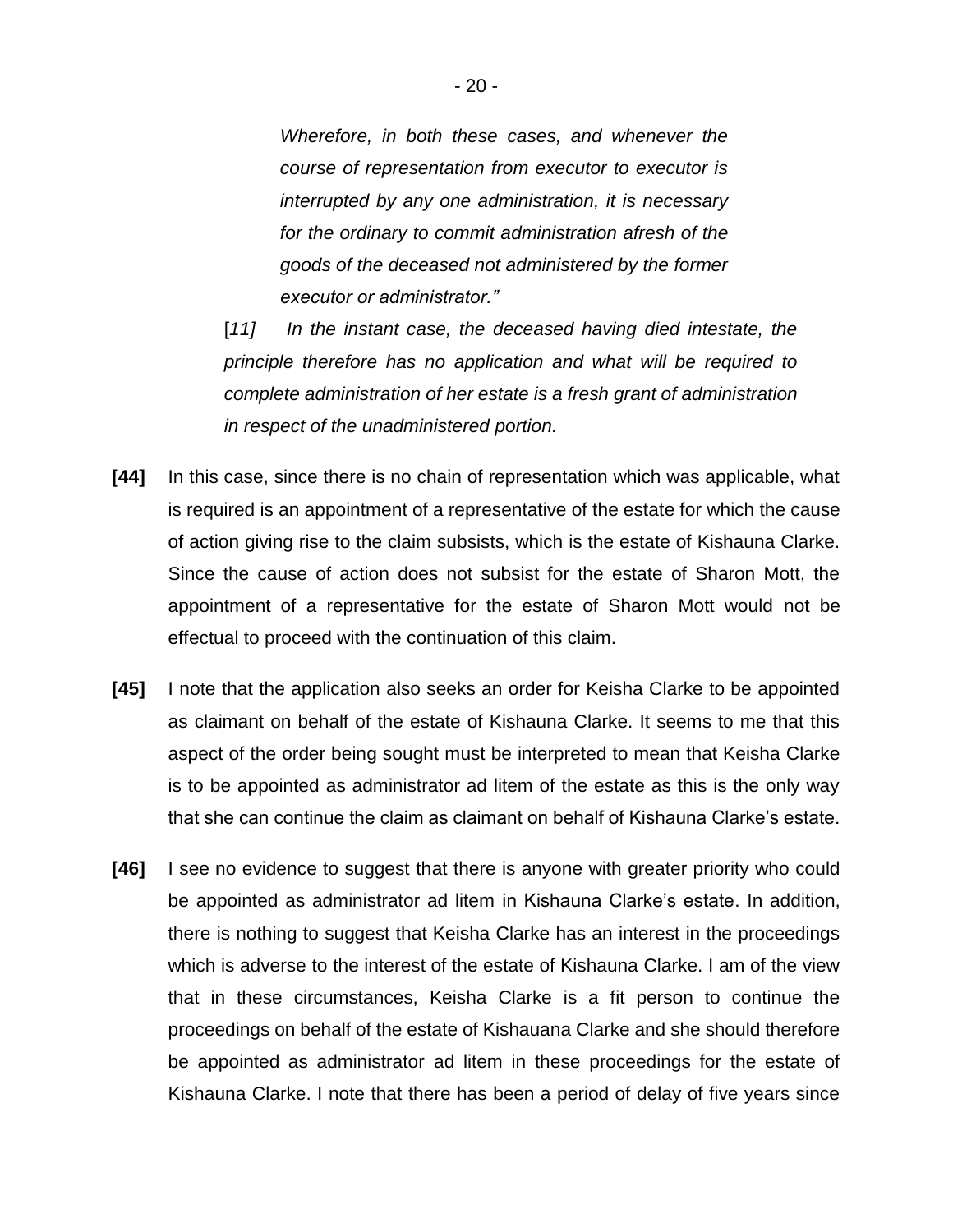> *Wherefore, in both these cases, and whenever the course of representation from executor to executor is interrupted by any one administration, it is necessary for the ordinary to commit administration afresh of the goods of the deceased not administered by the former executor or administrator."*

> [*11]* *In the instant case, the deceased having died intestate, the principle therefore has no application and what will be required to complete administration of her estate is a fresh grant of administration in respect of the unadministered portion.*

**[44]** In this case, since there is no chain of representation which was applicable, what is required is an appointment of a representative of the estate for which the cause of action giving rise to the claim subsists, which is the estate of Kishauna Clarke. Since the cause of action does not subsist for the estate of Sharon Mott, the appointment of a representative for the estate of Sharon Mott would not be effectual to proceed with the continuation of this claim.

**[45]** I note that the application also seeks an order for Keisha Clarke to be appointed as claimant on behalf of the estate of Kishauna Clarke. It seems to me that this aspect of the order being sought must be interpreted to mean that Keisha Clarke is to be appointed as administrator ad litem of the estate as this is the only way that she can continue the claim as claimant on behalf of Kishauna Clarke's estate.

**[46]** I see no evidence to suggest that there is anyone with greater priority who could be appointed as administrator ad litem in Kishauna Clarke's estate. In addition, there is nothing to suggest that Keisha Clarke has an interest in the proceedings which is adverse to the interest of the estate of Kishauna Clarke. I am of the view that in these circumstances, Keisha Clarke is a fit person to continue the proceedings on behalf of the estate of Kishauana Clarke and she should therefore be appointed as administrator ad litem in these proceedings for the estate of Kishauna Clarke. I note that there has been a period of delay of five years since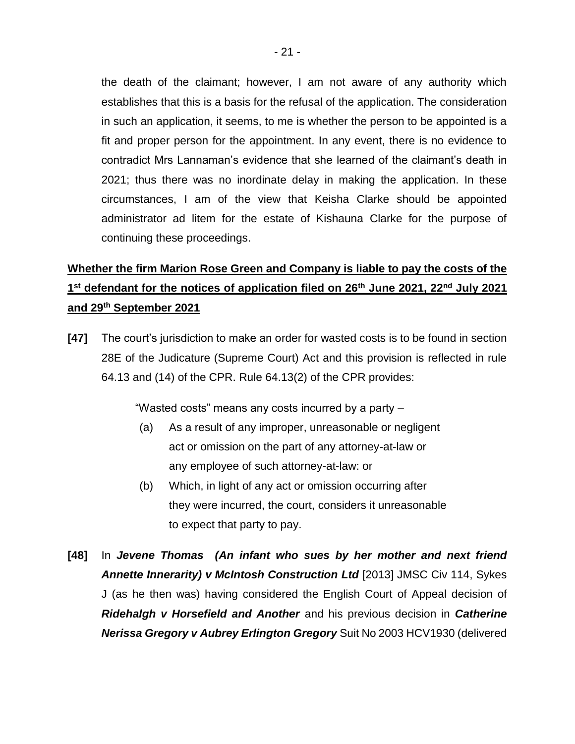the death of the claimant; however, I am not aware of any authority which establishes that this is a basis for the refusal of the application. The consideration in such an application, it seems, to me is whether the person to be appointed is a fit and proper person for the appointment. In any event, there is no evidence to contradict Mrs Lannaman's evidence that she learned of the claimant's death in 2021; thus there was no inordinate delay in making the application. In these circumstances, I am of the view that Keisha Clarke should be appointed administrator ad litem for the estate of Kishauna Clarke for the purpose of continuing these proceedings.

**Whether the firm Marion Rose Green and Company is liable to pay the costs of the 1st defendant for the notices of application filed on 26th June 2021, 22nd July 2021 and 29th September 2021**

**[47]** The court's jurisdiction to make an order for wasted costs is to be found in section 28E of the Judicature (Supreme Court) Act and this provision is reflected in rule 64.13 and (14) of the CPR. Rule 64.13(2) of the CPR provides:

> "Wasted costs" means any costs incurred by a party –
>
> (a) As a result of any improper, unreasonable or negligent act or omission on the part of any attorney-at-law or any employee of such attorney-at-law: or
>
> (b) Which, in light of any act or omission occurring after they were incurred, the court, considers it unreasonable to expect that party to pay.

**[48]** In ***Jevene Thomas (An infant who sues by her mother and next friend Annette Innerarity) v McIntosh Construction Ltd*** [2013] JMSC Civ 114, Sykes J (as he then was) having considered the English Court of Appeal decision of ***Ridehalgh v Horsefield and Another*** and his previous decision in ***Catherine Nerissa Gregory v Aubrey Erlington Gregory*** Suit No 2003 HCV1930 (delivered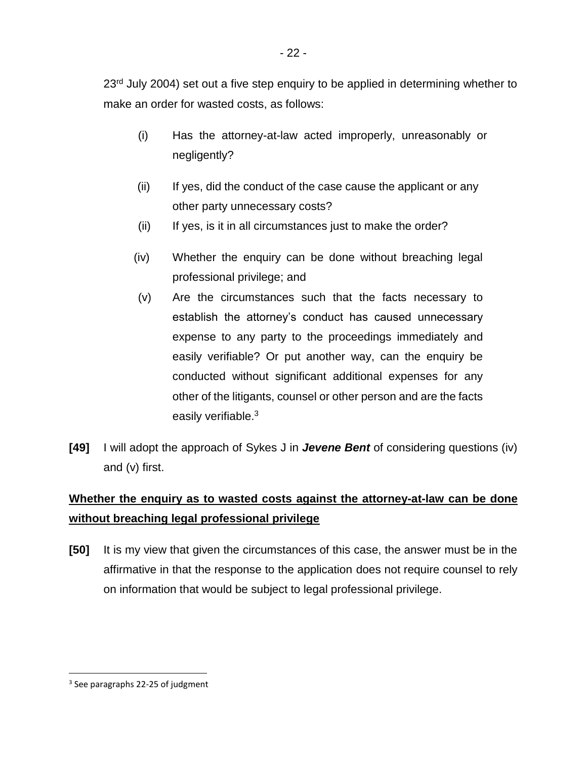23rd July 2004) set out a five step enquiry to be applied in determining whether to make an order for wasted costs, as follows:

(i) Has the attorney-at-law acted improperly, unreasonably or negligently?

(ii) If yes, did the conduct of the case cause the applicant or any other party unnecessary costs?

(ii) If yes, is it in all circumstances just to make the order?

(iv) Whether the enquiry can be done without breaching legal professional privilege; and

(v) Are the circumstances such that the facts necessary to establish the attorney's conduct has caused unnecessary expense to any party to the proceedings immediately and easily verifiable? Or put another way, can the enquiry be conducted without significant additional expenses for any other of the litigants, counsel or other person and are the facts easily verifiable.[3]

**[49]** I will adopt the approach of Sykes J in ***Jevene Bent*** of considering questions (iv) and (v) first.

**<u>Whether the enquiry as to wasted costs against the attorney-at-law can be done without breaching legal professional privilege</u>**

**[50]** It is my view that given the circumstances of this case, the answer must be in the affirmative in that the response to the application does not require counsel to rely on information that would be subject to legal professional privilege.

---

[3] See paragraphs 22-25 of judgment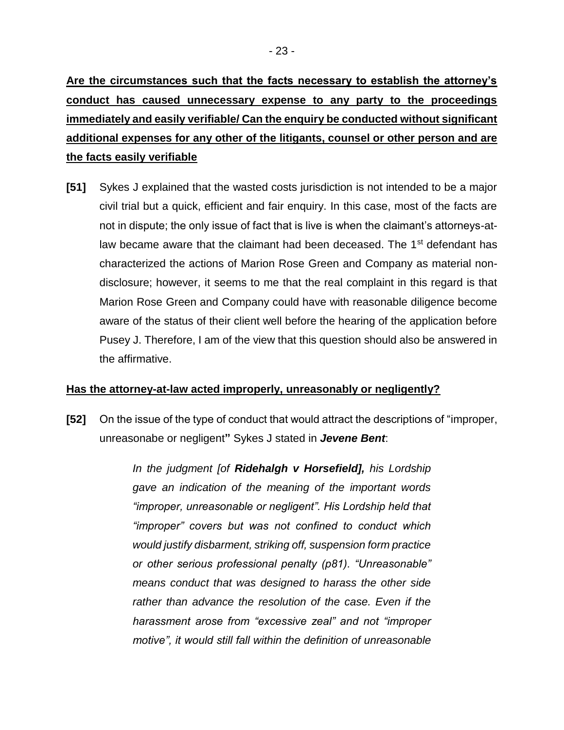**Are the circumstances such that the facts necessary to establish the attorney's conduct has caused unnecessary expense to any party to the proceedings immediately and easily verifiable/ Can the enquiry be conducted without significant additional expenses for any other of the litigants, counsel or other person and are the facts easily verifiable**

**[51]** Sykes J explained that the wasted costs jurisdiction is not intended to be a major civil trial but a quick, efficient and fair enquiry. In this case, most of the facts are not in dispute; the only issue of fact that is live is when the claimant's attorneys-at-law became aware that the claimant had been deceased. The 1st defendant has characterized the actions of Marion Rose Green and Company as material non-disclosure; however, it seems to me that the real complaint in this regard is that Marion Rose Green and Company could have with reasonable diligence become aware of the status of their client well before the hearing of the application before Pusey J. Therefore, I am of the view that this question should also be answered in the affirmative.

**Has the attorney-at-law acted improperly, unreasonably or negligently?**

**[52]** On the issue of the type of conduct that would attract the descriptions of "improper, unreasonabe or negligent**"** Sykes J stated in ***Jevene Bent***:

> *In the judgment [of **Ridehalgh v Horsefield],** his Lordship gave an indication of the meaning of the important words "improper, unreasonable or negligent". His Lordship held that "improper" covers but was not confined to conduct which would justify disbarment, striking off, suspension form practice or other serious professional penalty (p81). "Unreasonable" means conduct that was designed to harass the other side rather than advance the resolution of the case. Even if the harassment arose from "excessive zeal" and not "improper motive", it would still fall within the definition of unreasonable*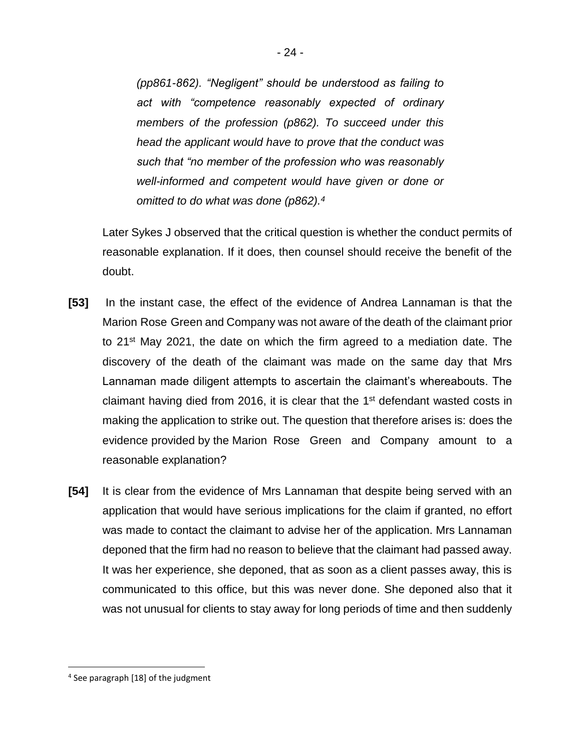*(pp861-862). "Negligent" should be understood as failing to act with "competence reasonably expected of ordinary members of the profession (p862). To succeed under this head the applicant would have to prove that the conduct was such that "no member of the profession who was reasonably well-informed and competent would have given or done or omitted to do what was done (p862).*[4]

Later Sykes J observed that the critical question is whether the conduct permits of reasonable explanation. If it does, then counsel should receive the benefit of the doubt.

**[53]** In the instant case, the effect of the evidence of Andrea Lannaman is that the Marion Rose Green and Company was not aware of the death of the claimant prior to 21st May 2021, the date on which the firm agreed to a mediation date. The discovery of the death of the claimant was made on the same day that Mrs Lannaman made diligent attempts to ascertain the claimant's whereabouts. The claimant having died from 2016, it is clear that the 1st defendant wasted costs in making the application to strike out. The question that therefore arises is: does the evidence provided by the Marion Rose Green and Company amount to a reasonable explanation?

**[54]** It is clear from the evidence of Mrs Lannaman that despite being served with an application that would have serious implications for the claim if granted, no effort was made to contact the claimant to advise her of the application. Mrs Lannaman deponed that the firm had no reason to believe that the claimant had passed away. It was her experience, she deponed, that as soon as a client passes away, this is communicated to this office, but this was never done. She deponed also that it was not unusual for clients to stay away for long periods of time and then suddenly

---

[4] See paragraph [18] of the judgment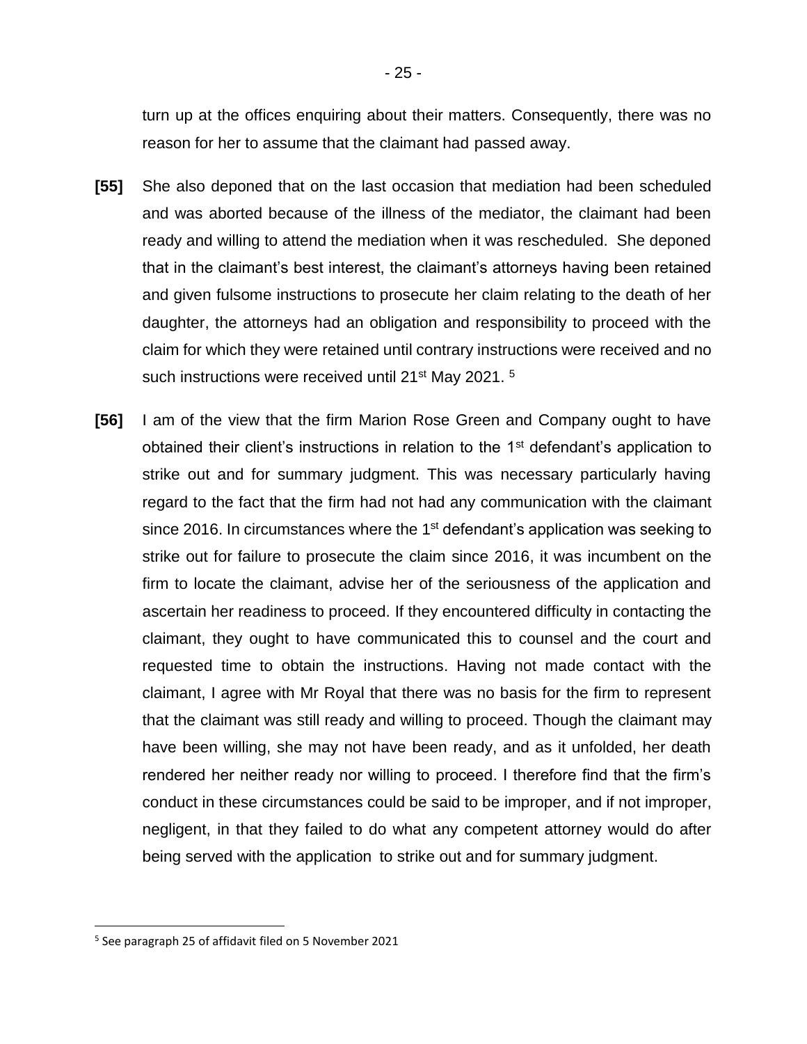turn up at the offices enquiring about their matters. Consequently, there was no reason for her to assume that the claimant had passed away.

**[55]** She also deponed that on the last occasion that mediation had been scheduled and was aborted because of the illness of the mediator, the claimant had been ready and willing to attend the mediation when it was rescheduled. She deponed that in the claimant's best interest, the claimant's attorneys having been retained and given fulsome instructions to prosecute her claim relating to the death of her daughter, the attorneys had an obligation and responsibility to proceed with the claim for which they were retained until contrary instructions were received and no such instructions were received until 21st May 2021. [5]

**[56]** I am of the view that the firm Marion Rose Green and Company ought to have obtained their client's instructions in relation to the 1st defendant's application to strike out and for summary judgment. This was necessary particularly having regard to the fact that the firm had not had any communication with the claimant since 2016. In circumstances where the 1st defendant's application was seeking to strike out for failure to prosecute the claim since 2016, it was incumbent on the firm to locate the claimant, advise her of the seriousness of the application and ascertain her readiness to proceed. If they encountered difficulty in contacting the claimant, they ought to have communicated this to counsel and the court and requested time to obtain the instructions. Having not made contact with the claimant, I agree with Mr Royal that there was no basis for the firm to represent that the claimant was still ready and willing to proceed. Though the claimant may have been willing, she may not have been ready, and as it unfolded, her death rendered her neither ready nor willing to proceed. I therefore find that the firm's conduct in these circumstances could be said to be improper, and if not improper, negligent, in that they failed to do what any competent attorney would do after being served with the application to strike out and for summary judgment.

---

[5] See paragraph 25 of affidavit filed on 5 November 2021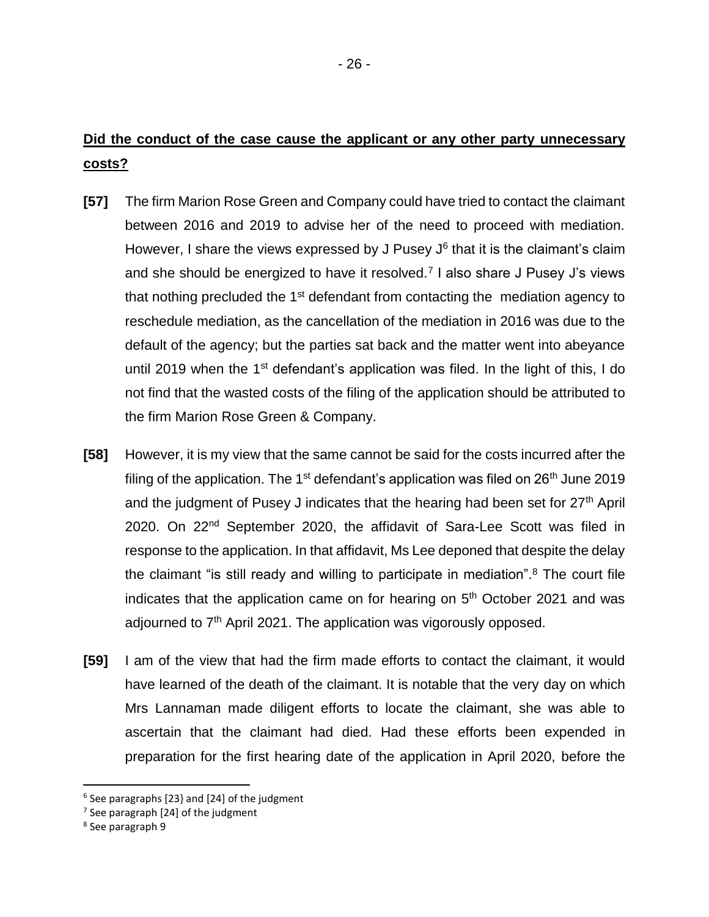**Did the conduct of the case cause the applicant or any other party unnecessary costs?**

**[57]** The firm Marion Rose Green and Company could have tried to contact the claimant between 2016 and 2019 to advise her of the need to proceed with mediation. However, I share the views expressed by J Pusey J[6] that it is the claimant's claim and she should be energized to have it resolved.[7] I also share J Pusey J's views that nothing precluded the 1st defendant from contacting the mediation agency to reschedule mediation, as the cancellation of the mediation in 2016 was due to the default of the agency; but the parties sat back and the matter went into abeyance until 2019 when the 1st defendant's application was filed. In the light of this, I do not find that the wasted costs of the filing of the application should be attributed to the firm Marion Rose Green & Company.

**[58]** However, it is my view that the same cannot be said for the costs incurred after the filing of the application. The 1st defendant's application was filed on 26th June 2019 and the judgment of Pusey J indicates that the hearing had been set for 27th April 2020. On 22nd September 2020, the affidavit of Sara-Lee Scott was filed in response to the application. In that affidavit, Ms Lee deponed that despite the delay the claimant "is still ready and willing to participate in mediation".[8] The court file indicates that the application came on for hearing on 5th October 2021 and was adjourned to 7th April 2021. The application was vigorously opposed.

**[59]** I am of the view that had the firm made efforts to contact the claimant, it would have learned of the death of the claimant. It is notable that the very day on which Mrs Lannaman made diligent efforts to locate the claimant, she was able to ascertain that the claimant had died. Had these efforts been expended in preparation for the first hearing date of the application in April 2020, before the

---

[6] See paragraphs [23} and [24] of the judgment

[7] See paragraph [24] of the judgment

[8] See paragraph 9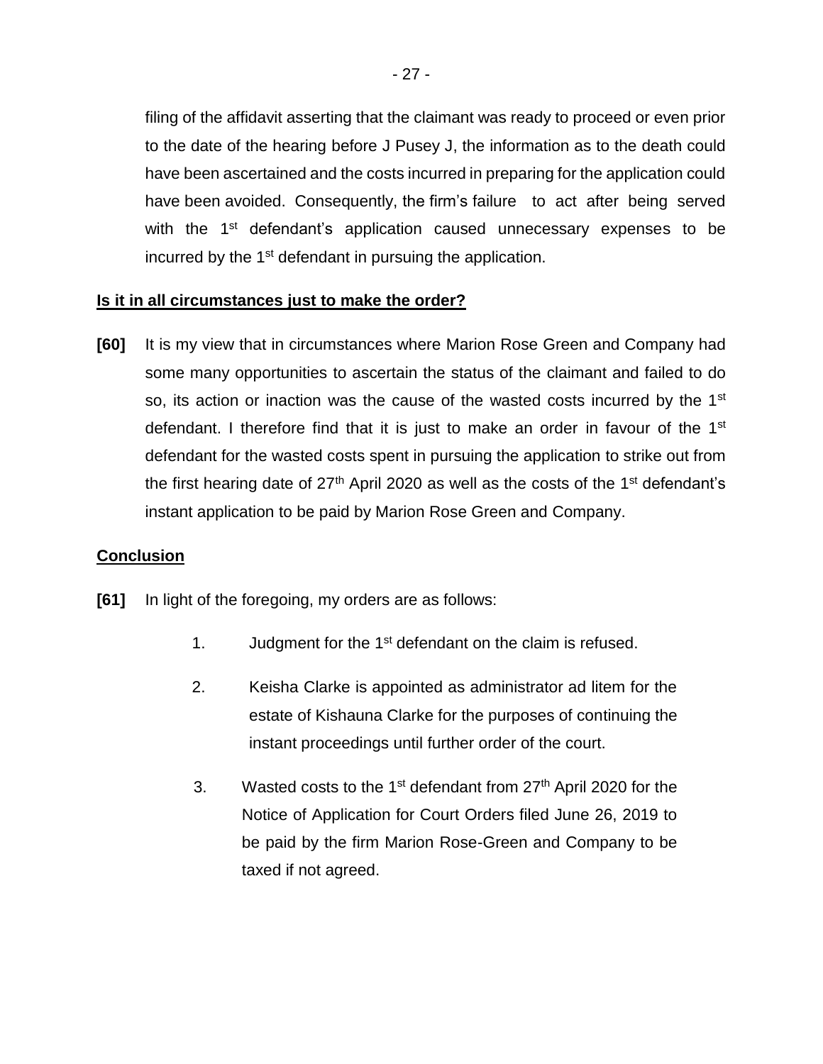filing of the affidavit asserting that the claimant was ready to proceed or even prior to the date of the hearing before J Pusey J, the information as to the death could have been ascertained and the costs incurred in preparing for the application could have been avoided. Consequently, the firm's failure to act after being served with the 1st defendant's application caused unnecessary expenses to be incurred by the 1st defendant in pursuing the application.

## Is it in all circumstances just to make the order?

**[60]** It is my view that in circumstances where Marion Rose Green and Company had some many opportunities to ascertain the status of the claimant and failed to do so, its action or inaction was the cause of the wasted costs incurred by the 1st defendant. I therefore find that it is just to make an order in favour of the 1st defendant for the wasted costs spent in pursuing the application to strike out from the first hearing date of 27th April 2020 as well as the costs of the 1st defendant's instant application to be paid by Marion Rose Green and Company.

## Conclusion

**[61]** In light of the foregoing, my orders are as follows:

1. Judgment for the 1st defendant on the claim is refused.
2. Keisha Clarke is appointed as administrator ad litem for the estate of Kishauna Clarke for the purposes of continuing the instant proceedings until further order of the court.
3. Wasted costs to the 1st defendant from 27th April 2020 for the Notice of Application for Court Orders filed June 26, 2019 to be paid by the firm Marion Rose-Green and Company to be taxed if not agreed.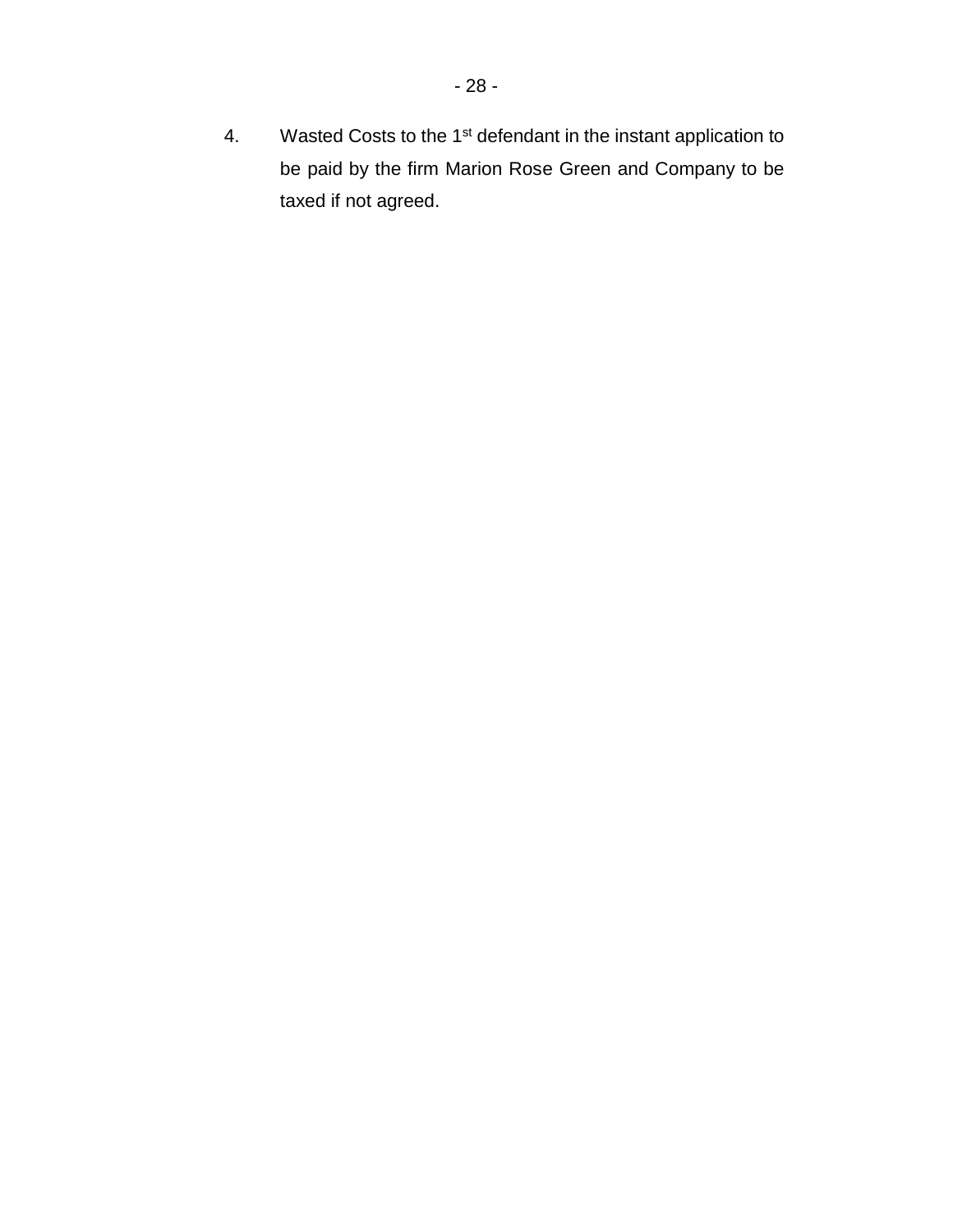4. Wasted Costs to the 1st defendant in the instant application to be paid by the firm Marion Rose Green and Company to be taxed if not agreed.